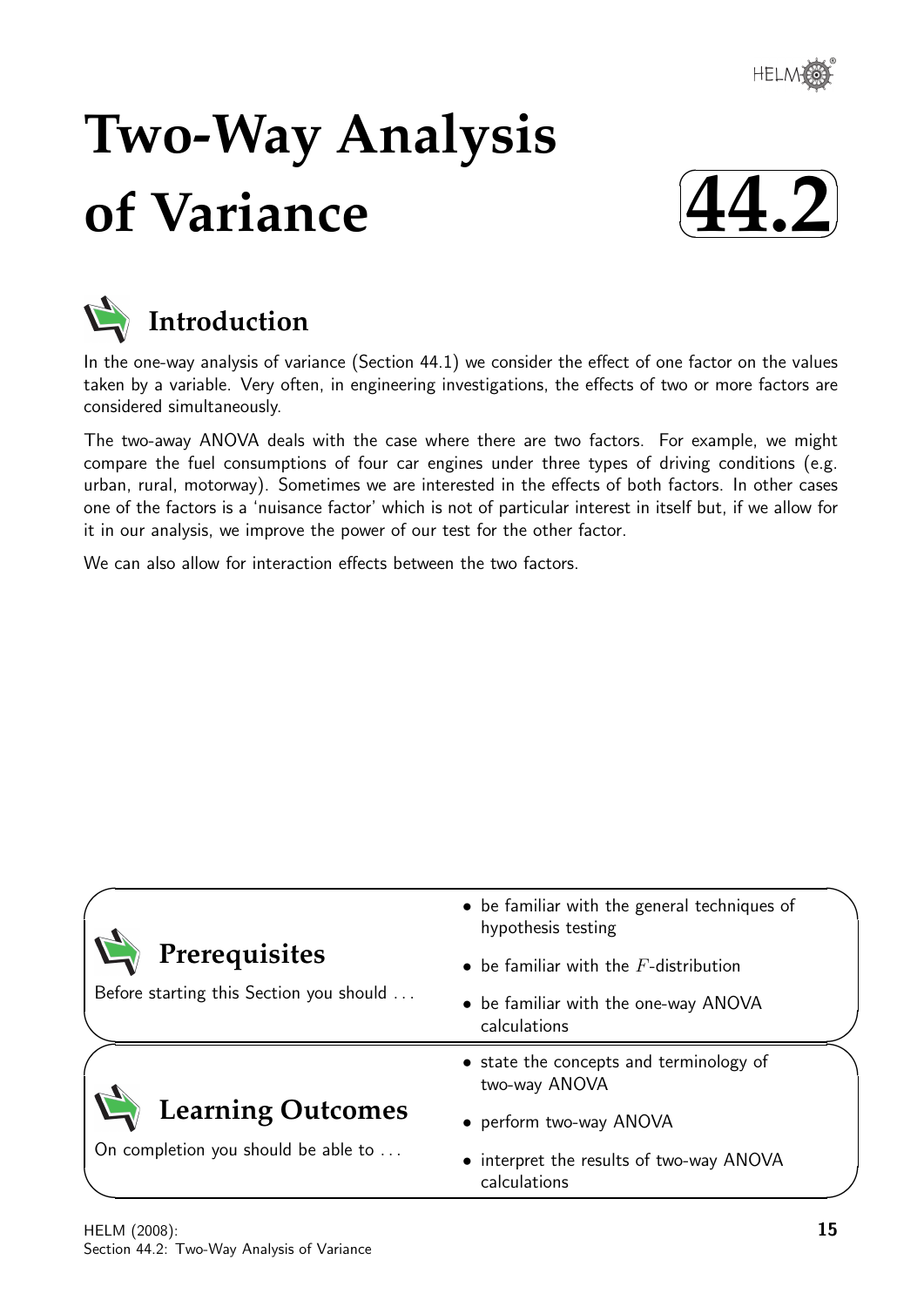# Two-Way Analysis of Variance

# 44.2

## Introduction

In the one-way analysis of variance (Section 44.1) we consider the effect of one factor on the values taken by a variable. Very often, in engineering investigations, the effects of two or more factors are considered simultaneously.

The two-away ANOVA deals with the case where there are two factors. For example, we might compare the fuel consumptions of four car engines under three types of driving conditions (e.g. urban, rural, motorway). Sometimes we are interested in the effects of both factors. In other cases one of the factors is a 'nuisance factor' which is not of particular interest in itself but, if we allow for it in our analysis, we improve the power of our test for the other factor.

We can also allow for interaction effects between the two factors.

## Prerequisites

Before starting this Section you should ...

- be familiar with the general techniques of hypothesis testing
- be familiar with the $F$-distribution
- be familiar with the one-way ANOVA calculations

## Learning Outcomes

On completion you should be able to ...

- state the concepts and terminology of two-way ANOVA
- perform two-way ANOVA
- interpret the results of two-way ANOVA calculations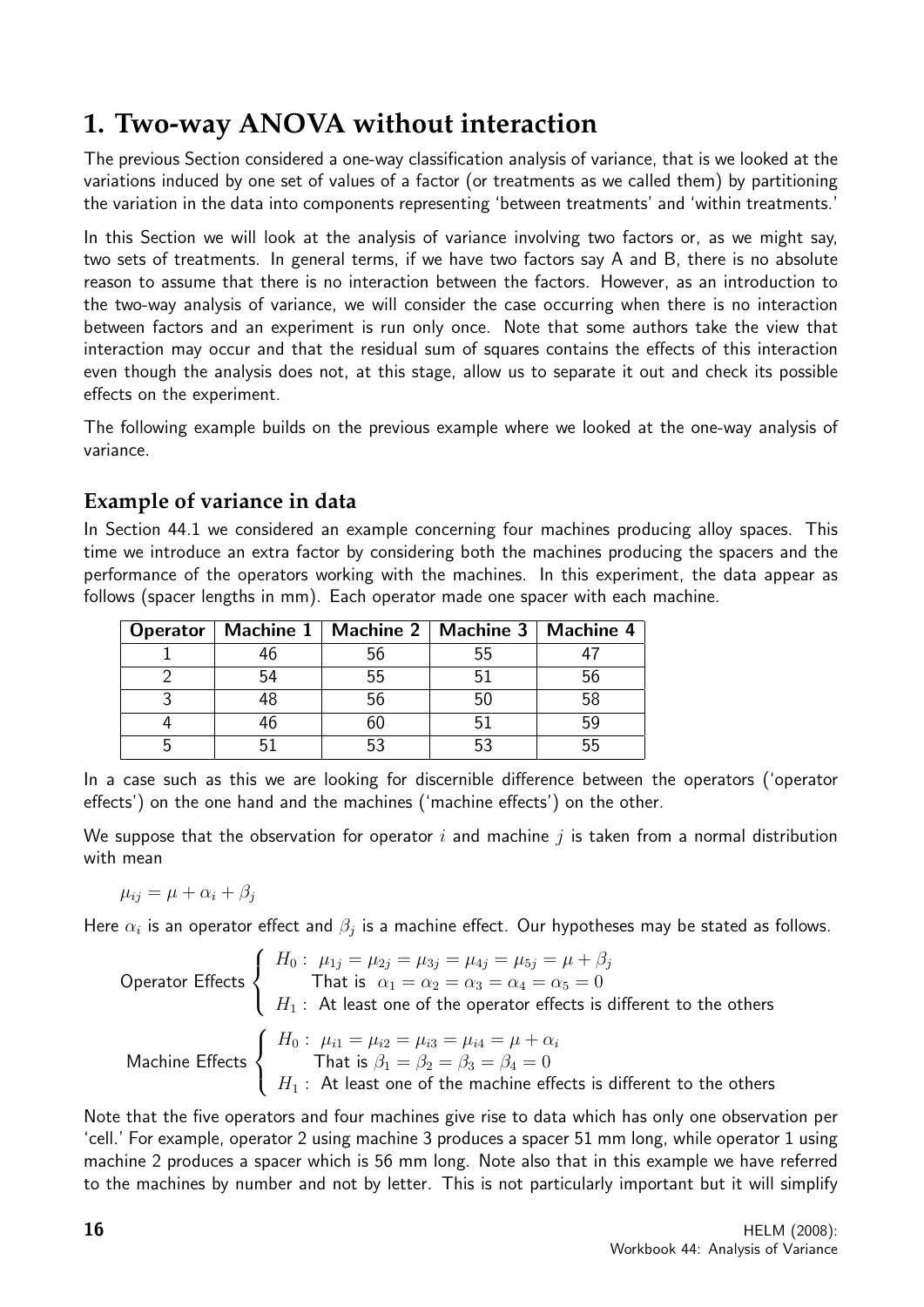# 1. Two-way ANOVA without interaction

The previous Section considered a one-way classification analysis of variance, that is we looked at the variations induced by one set of values of a factor (or treatments as we called them) by partitioning the variation in the data into components representing 'between treatments' and 'within treatments.'

In this Section we will look at the analysis of variance involving two factors or, as we might say, two sets of treatments. In general terms, if we have two factors say A and B, there is no absolute reason to assume that there is no interaction between the factors. However, as an introduction to the two-way analysis of variance, we will consider the case occurring when there is no interaction between factors and an experiment is run only once. Note that some authors take the view that interaction may occur and that the residual sum of squares contains the effects of this interaction even though the analysis does not, at this stage, allow us to separate it out and check its possible effects on the experiment.

The following example builds on the previous example where we looked at the one-way analysis of variance.

## Example of variance in data

In Section 44.1 we considered an example concerning four machines producing alloy spaces. This time we introduce an extra factor by considering both the machines producing the spacers and the performance of the operators working with the machines. In this experiment, the data appear as follows (spacer lengths in mm). Each operator made one spacer with each machine.

| Operator | Machine 1 | Machine 2 | Machine 3 | Machine 4 |
|---|---|---|---|---|
| 1 | 46 | 56 | 55 | 47 |
| 2 | 54 | 55 | 51 | 56 |
| 3 | 48 | 56 | 50 | 58 |
| 4 | 46 | 60 | 51 | 59 |
| 5 | 51 | 53 | 53 | 55 |

In a case such as this we are looking for discernible difference between the operators ('operator effects') on the one hand and the machines ('machine effects') on the other.

We suppose that the observation for operator $i$ and machine $j$ is taken from a normal distribution with mean

$$\mu_{ij} = \mu + \alpha_i + \beta_j$$

Here $\alpha_i$ is an operator effect and $\beta_j$ is a machine effect. Our hypotheses may be stated as follows.

$$\text{Operator Effects} \begin{cases} H_0: \ \mu_{1j} = \mu_{2j} = \mu_{3j} = \mu_{4j} = \mu_{5j} = \mu + \beta_j \\ \quad\quad \text{That is } \ \alpha_1 = \alpha_2 = \alpha_3 = \alpha_4 = \alpha_5 = 0 \\ H_1: \ \text{At least one of the operator effects is different to the others} \end{cases}$$

$$\text{Machine Effects} \begin{cases} H_0: \ \mu_{i1} = \mu_{i2} = \mu_{i3} = \mu_{i4} = \mu + \alpha_i \\ \quad\quad \text{That is } \beta_1 = \beta_2 = \beta_3 = \beta_4 = 0 \\ H_1: \ \text{At least one of the machine effects is different to the others} \end{cases}$$

Note that the five operators and four machines give rise to data which has only one observation per 'cell.' For example, operator 2 using machine 3 produces a spacer 51 mm long, while operator 1 using machine 2 produces a spacer which is 56 mm long. Note also that in this example we have referred to the machines by number and not by letter. This is not particularly important but it will simplify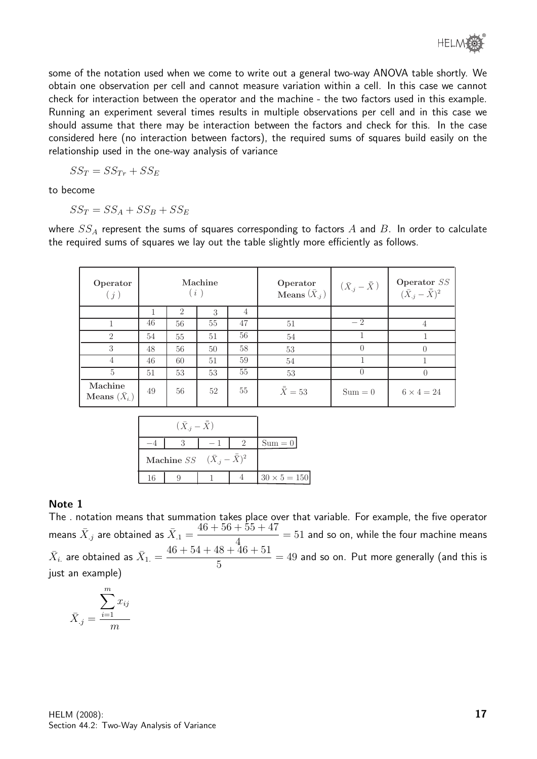some of the notation used when we come to write out a general two-way ANOVA table shortly. We obtain one observation per cell and cannot measure variation within a cell. In this case we cannot check for interaction between the operator and the machine - the two factors used in this example. Running an experiment several times results in multiple observations per cell and in this case we should assume that there may be interaction between the factors and check for this. In the case considered here (no interaction between factors), the required sums of squares build easily on the relationship used in the one-way analysis of variance

$$SS_T = SS_{Tr} + SS_E$$

to become

$$SS_T = SS_A + SS_B + SS_E$$

where $SS_A$ represent the sums of squares corresponding to factors $A$ and $B$. In order to calculate the required sums of squares we lay out the table slightly more efficiently as follows.

| Operator $(j)$ | Machine $(i)$ | | | | Operator Means $(\bar{X}_{.j})$ | $(\bar{X}_{.j} - \bar{\bar{X}})$ | Operator $SS$ $(\bar{X}_{.j} - \bar{\bar{X}})^2$ |
|---|---|---|---|---|---|---|---|
| | 1 | 2 | 3 | 4 | | | |
| 1 | 46 | 56 | 55 | 47 | 51 | $-2$ | 4 |
| 2 | 54 | 55 | 51 | 56 | 54 | 1 | 1 |
| 3 | 48 | 56 | 50 | 58 | 53 | 0 | 0 |
| 4 | 46 | 60 | 51 | 59 | 54 | 1 | 1 |
| 5 | 51 | 53 | 53 | 55 | 53 | 0 | 0 |
| Machine Means $(\bar{X}_{i.})$ | 49 | 56 | 52 | 55 | $\bar{\bar{X}} = 53$ | Sum $= 0$ | $6 \times 4 = 24$ |
| $(\bar{X}_{.j} - \bar{\bar{X}})$ | $-4$ | 3 | $-1$ | 2 | Sum $= 0$ | | |
| Machine $SS$ $(\bar{X}_{.j} - \bar{\bar{X}})^2$ | 16 | 9 | 1 | 4 | $30 \times 5 = 150$ | | |

**Note 1**

The . notation means that summation takes place over that variable. For example, the five operator means $\bar{X}_{.j}$ are obtained as $\bar{X}_{.1} = \dfrac{46 + 56 + 55 + 47}{4} = 51$ and so on, while the four machine means $\bar{X}_{i.}$ are obtained as $\bar{X}_{1.} = \dfrac{46 + 54 + 48 + 46 + 51}{5} = 49$ and so on. Put more generally (and this is just an example)

$$\bar{X}_{.j} = \frac{\sum_{i=1}^{m} x_{ij}}{m}$$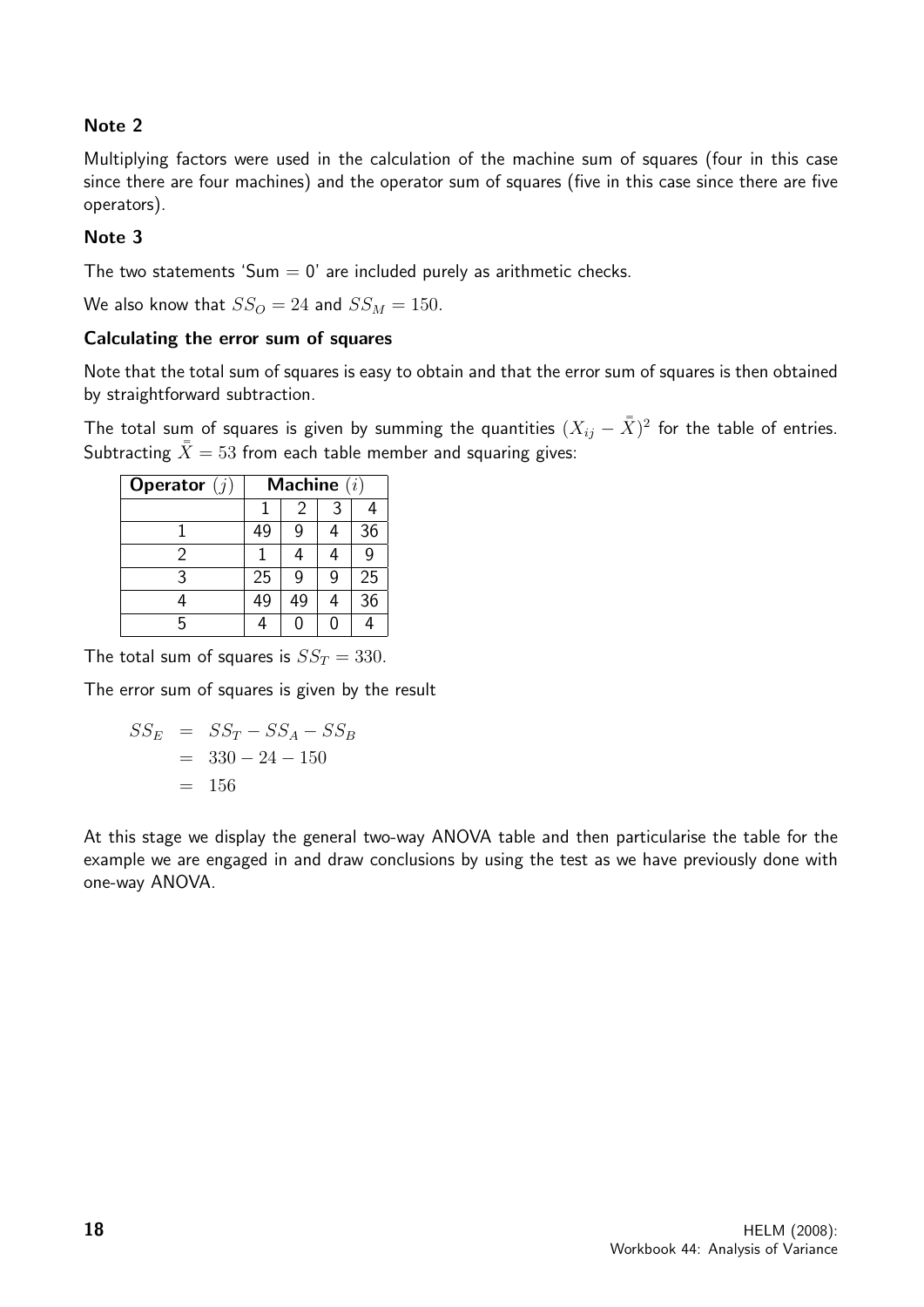**Note 2**

Multiplying factors were used in the calculation of the machine sum of squares (four in this case since there are four machines) and the operator sum of squares (five in this case since there are five operators).

**Note 3**

The two statements 'Sum = 0' are included purely as arithmetic checks.

We also know that $SS_O = 24$ and $SS_M = 150$.

**Calculating the error sum of squares**

Note that the total sum of squares is easy to obtain and that the error sum of squares is then obtained by straightforward subtraction.

The total sum of squares is given by summing the quantities $(X_{ij} - \bar{\bar{X}})^2$ for the table of entries. Subtracting $\bar{\bar{X}} = 53$ from each table member and squaring gives:

| **Operator** $(j)$ | **Machine** $(i)$ | | | |
|---|---|---|---|---|
| | 1 | 2 | 3 | 4 |
| 1 | 49 | 9 | 4 | 36 |
| 2 | 1 | 4 | 4 | 9 |
| 3 | 25 | 9 | 9 | 25 |
| 4 | 49 | 49 | 4 | 36 |
| 5 | 4 | 0 | 0 | 4 |

The total sum of squares is $SS_T = 330$.

The error sum of squares is given by the result

$$
\begin{aligned}
SS_E &= SS_T - SS_A - SS_B \\
&= 330 - 24 - 150 \\
&= 156
\end{aligned}
$$

At this stage we display the general two-way ANOVA table and then particularise the table for the example we are engaged in and draw conclusions by using the test as we have previously done with one-way ANOVA.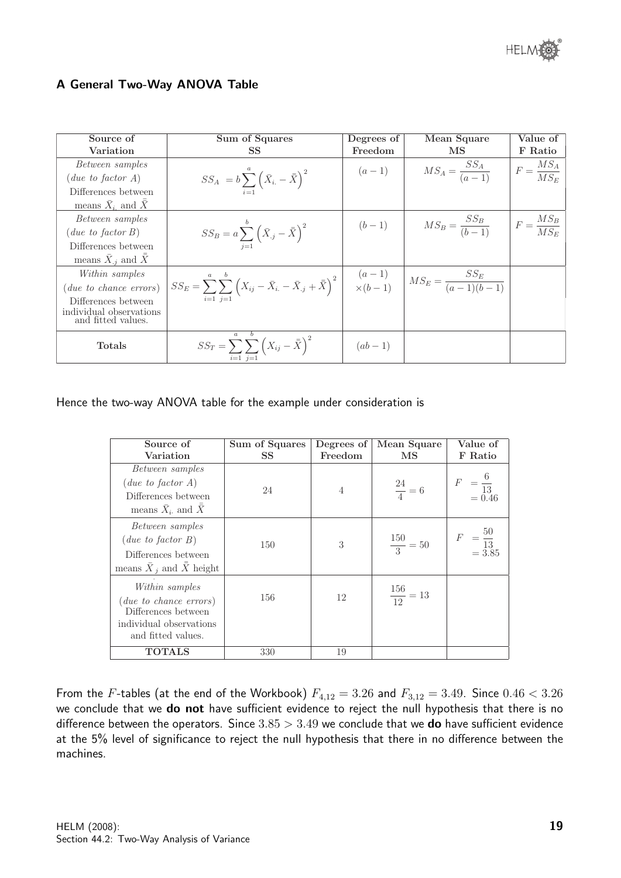### A General Two-Way ANOVA Table

| Source of Variation | Sum of Squares SS | Degrees of Freedom | Mean Square MS | Value of F Ratio |
|---|---|---|---|---|
| *Between samples* (*due to factor A*) Differences between means $\bar{X}_{i.}$ and $\bar{\bar{X}}$ | $SS_A = b\sum_{i=1}^{a}\left(\bar{X}_{i.} - \bar{\bar{X}}\right)^2$ | $(a-1)$ | $MS_A = \dfrac{SS_A}{(a-1)}$ | $F = \dfrac{MS_A}{MS_E}$ |
| *Between samples* (*due to factor B*) Differences between means $\bar{X}_{.j}$ and $\bar{\bar{X}}$ | $SS_B = a\sum_{j=1}^{b}\left(\bar{X}_{.j} - \bar{\bar{X}}\right)^2$ | $(b-1)$ | $MS_B = \dfrac{SS_B}{(b-1)}$ | $F = \dfrac{MS_B}{MS_E}$ |
| *Within samples* (*due to chance errors*) Differences between individual observations and fitted values. | $SS_E = \sum_{i=1}^{a}\sum_{j=1}^{b}\left(X_{ij} - \bar{X}_{i.} - \bar{X}_{.j} + \bar{\bar{X}}\right)^2$ | $(a-1)\times(b-1)$ | $MS_E = \dfrac{SS_E}{(a-1)(b-1)}$ | |
| **Totals** | $SS_T = \sum_{i=1}^{a}\sum_{j=1}^{b}\left(X_{ij} - \bar{\bar{X}}\right)^2$ | $(ab-1)$ | | |

Hence the two-way ANOVA table for the example under consideration is

| Source of Variation | Sum of Squares SS | Degrees of Freedom | Mean Square MS | Value of F Ratio |
|---|---|---|---|---|
| *Between samples* (*due to factor A*) Differences between means $\bar{X}_{i.}$ and $\bar{\bar{X}}$ | 24 | 4 | $\dfrac{24}{4} = 6$ | $F = \dfrac{6}{13} = 0.46$ |
| *Between samples* (*due to factor B*) Differences between means $\bar{X}_{.j}$ and $\bar{\bar{X}}$ height | 150 | 3 | $\dfrac{150}{3} = 50$ | $F = \dfrac{50}{13} = 3.85$ |
| *Within samples* (*due to chance errors*) Differences between individual observations and fitted values. | 156 | 12 | $\dfrac{156}{12} = 13$ | |
| **TOTALS** | 330 | 19 | | |

From the $F$-tables (at the end of the Workbook) $F_{4,12} = 3.26$ and $F_{3,12} = 3.49$. Since $0.46 < 3.26$ we conclude that we **do not** have sufficient evidence to reject the null hypothesis that there is no difference between the operators. Since $3.85 > 3.49$ we conclude that we **do** have sufficient evidence at the 5% level of significance to reject the null hypothesis that there in no difference between the machines.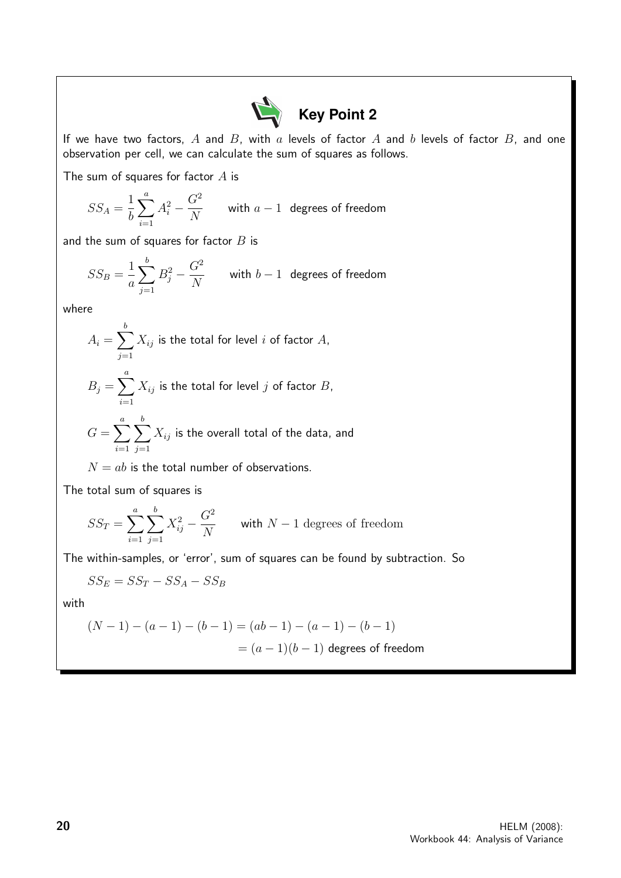## Key Point 2

If we have two factors, $A$ and $B$, with $a$ levels of factor $A$ and $b$ levels of factor $B$, and one observation per cell, we can calculate the sum of squares as follows.

The sum of squares for factor $A$ is

$$SS_A = \frac{1}{b}\sum_{i=1}^{a} A_i^2 - \frac{G^2}{N} \qquad \text{with } a-1 \text{ degrees of freedom}$$

and the sum of squares for factor $B$ is

$$SS_B = \frac{1}{a}\sum_{j=1}^{b} B_j^2 - \frac{G^2}{N} \qquad \text{with } b-1 \text{ degrees of freedom}$$

where

$A_i = \displaystyle\sum_{j=1}^{b} X_{ij}$ is the total for level $i$ of factor $A$,

$B_j = \displaystyle\sum_{i=1}^{a} X_{ij}$ is the total for level $j$ of factor $B$,

$G = \displaystyle\sum_{i=1}^{a}\sum_{j=1}^{b} X_{ij}$ is the overall total of the data, and

$N = ab$ is the total number of observations.

The total sum of squares is

$$SS_T = \sum_{i=1}^{a}\sum_{j=1}^{b} X_{ij}^2 - \frac{G^2}{N} \qquad \text{with } N-1 \text{ degrees of freedom}$$

The within-samples, or 'error', sum of squares can be found by subtraction. So

$$SS_E = SS_T - SS_A - SS_B$$

with

$$(N-1) - (a-1) - (b-1) = (ab-1) - (a-1) - (b-1)$$
$$= (a-1)(b-1) \text{ degrees of freedom}$$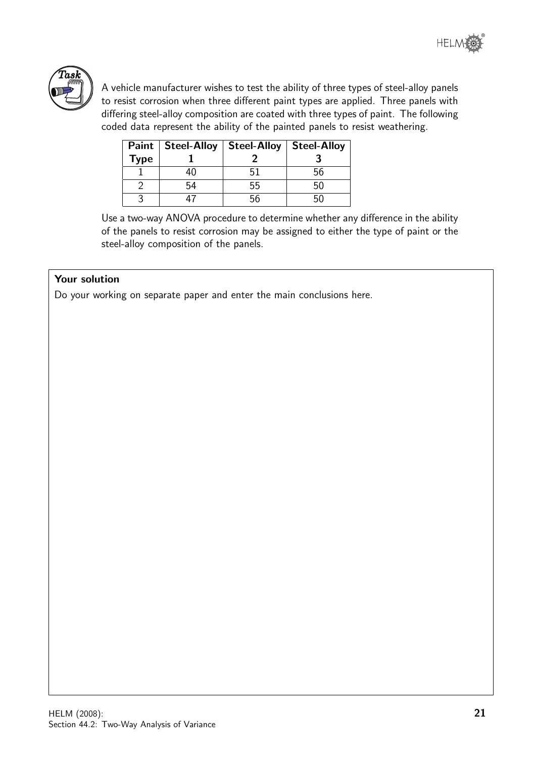**Task**

A vehicle manufacturer wishes to test the ability of three types of steel-alloy panels to resist corrosion when three different paint types are applied. Three panels with differing steel-alloy composition are coated with three types of paint. The following coded data represent the ability of the painted panels to resist weathering.

| Paint Type | Steel-Alloy 1 | Steel-Alloy 2 | Steel-Alloy 3 |
|---|---|---|---|
| 1 | 40 | 51 | 56 |
| 2 | 54 | 55 | 50 |
| 3 | 47 | 56 | 50 |

Use a two-way ANOVA procedure to determine whether any difference in the ability of the panels to resist corrosion may be assigned to either the type of paint or the steel-alloy composition of the panels.

**Your solution**

Do your working on separate paper and enter the main conclusions here.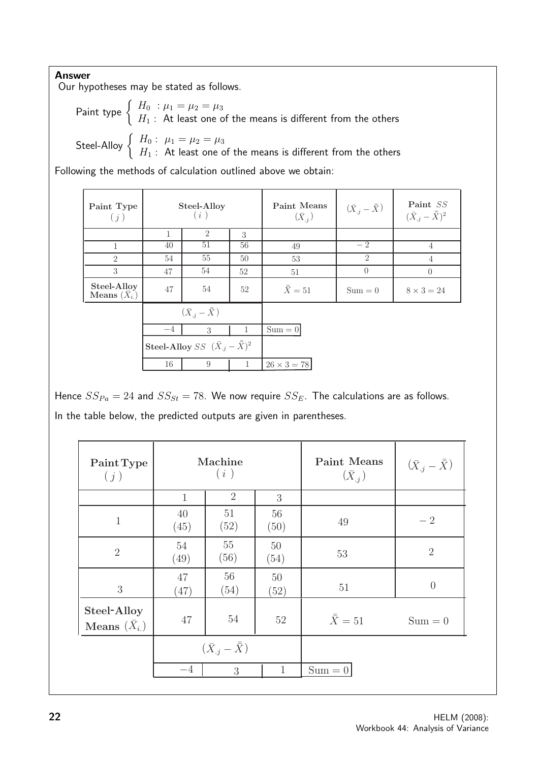**Answer**

Our hypotheses may be stated as follows.

Paint type $\begin{cases} H_0 \ : \mu_1 = \mu_2 = \mu_3 \\ H_1 : \text{ At least one of the means is different from the others} \end{cases}$

Steel-Alloy $\begin{cases} H_0 : \ \mu_1 = \mu_2 = \mu_3 \\ H_1 : \text{ At least one of the means is different from the others} \end{cases}$

Following the methods of calculation outlined above we obtain:

| Paint Type ($j$) | Steel-Alloy ($i$) | | | Paint Means ($\bar{X}_{.j}$) | $(\bar{X}_{.j} - \bar{\bar{X}})$ | Paint $SS$ $(\bar{X}_{.j} - \bar{\bar{X}})^2$ |
|---|---|---|---|---|---|---|
| | 1 | 2 | 3 | | | |
| 1 | 40 | 51 | 56 | 49 | $-2$ | 4 |
| 2 | 54 | 55 | 50 | 53 | 2 | 4 |
| 3 | 47 | 54 | 52 | 51 | 0 | 0 |
| Steel-Alloy Means ($\bar{X}_{i.}$) | 47 | 54 | 52 | $\bar{\bar{X}} = 51$ | $\text{Sum} = 0$ | $8 \times 3 = 24$ |
| | $(\bar{X}_{.j} - \bar{\bar{X}})$ | | | | | |
| | $-4$ | 3 | 1 | $\text{Sum} = 0$ | | |
| | Steel-Alloy $SS$ $(\bar{X}_{.j} - \bar{\bar{X}})^2$ | | | | | |
| | 16 | 9 | 1 | $26 \times 3 = 78$ | | |

Hence $SS_{Pa} = 24$ and $SS_{St} = 78$. We now require $SS_E$. The calculations are as follows.

In the table below, the predicted outputs are given in parentheses.

| Paint Type ($j$) | Machine ($i$) | | | Paint Means ($\bar{X}_{.j}$) | $(\bar{X}_{.j} - \bar{\bar{X}})$ |
|---|---|---|---|---|---|
| | 1 | 2 | 3 | | |
| 1 | 40 (45) | 51 (52) | 56 (50) | 49 | $-2$ |
| 2 | 54 (49) | 55 (56) | 50 (54) | 53 | 2 |
| 3 | 47 (47) | 56 (54) | 50 (52) | 51 | 0 |
| Steel-Alloy Means ($\bar{X}_{i.}$) | 47 | 54 | 52 | $\bar{\bar{X}} = 51$ | $\text{Sum} = 0$ |
| | $(\bar{X}_{.j} - \bar{\bar{X}})$ | | | | |
| | $-4$ | 3 | 1 | $\text{Sum} = 0$ | |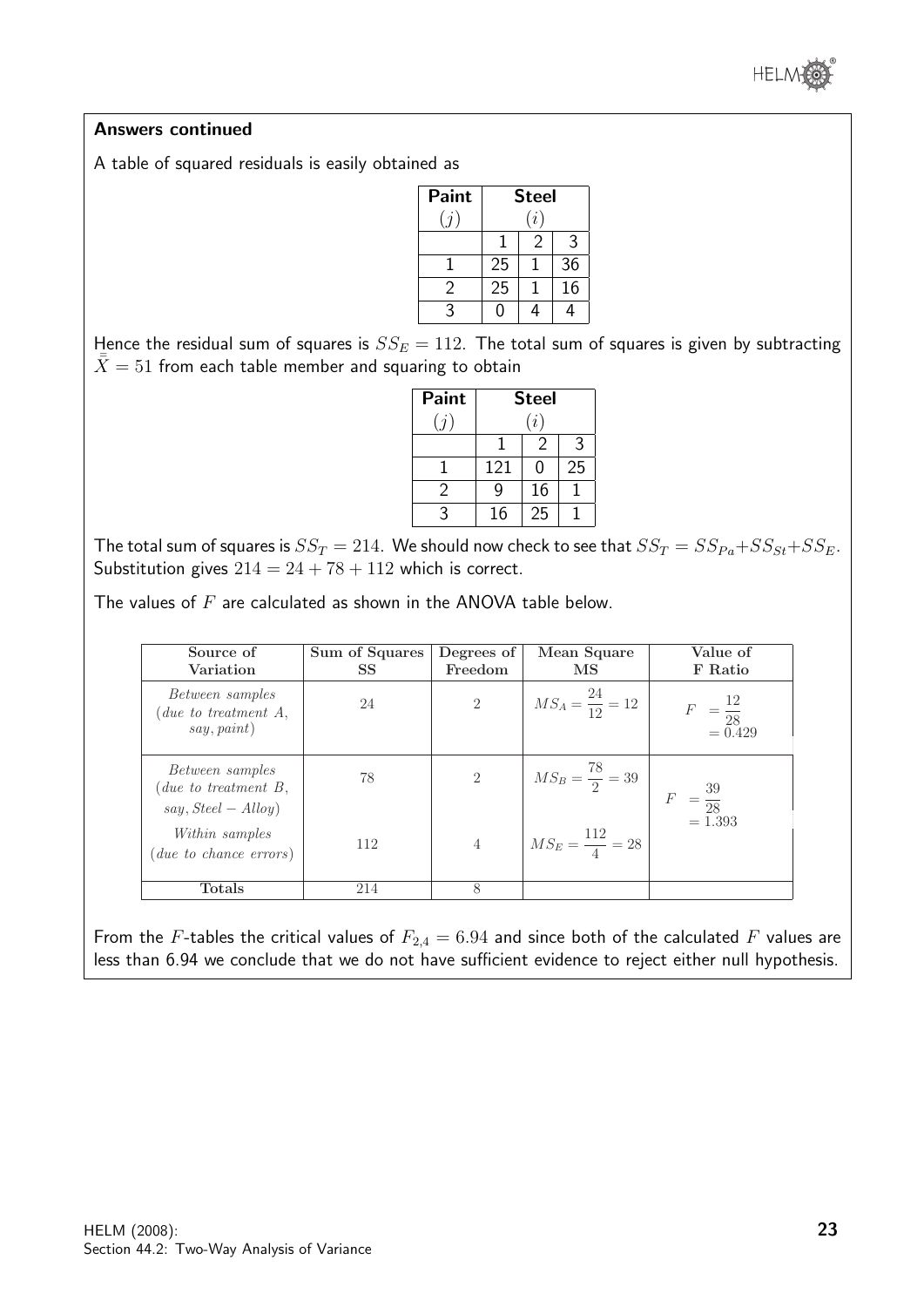**Answers continued**

A table of squared residuals is easily obtained as

| Paint $(j)$ | Steel $(i)$ | | |
|---|---|---|---|
| | 1 | 2 | 3 |
| 1 | 25 | 1 | 36 |
| 2 | 25 | 1 | 16 |
| 3 | 0 | 4 | 4 |

Hence the residual sum of squares is $SS_E = 112$. The total sum of squares is given by subtracting $\bar{\bar{X}} = 51$ from each table member and squaring to obtain

| Paint $(j)$ | Steel $(i)$ | | |
|---|---|---|---|
| | 1 | 2 | 3 |
| 1 | 121 | 0 | 25 |
| 2 | 9 | 16 | 1 |
| 3 | 16 | 25 | 1 |

The total sum of squares is $SS_T = 214$. We should now check to see that $SS_T = SS_{Pa} + SS_{St} + SS_E$. Substitution gives $214 = 24 + 78 + 112$ which is correct.

The values of $F$ are calculated as shown in the ANOVA table below.

| Source of Variation | Sum of Squares SS | Degrees of Freedom | Mean Square MS | Value of F Ratio |
|---|---|---|---|---|
| *Between samples (due to treatment A, say, paint)* | 24 | 2 | $MS_A = \dfrac{24}{12} = 12$ | $F = \dfrac{12}{28} = 0.429$ |
| *Between samples (due to treatment B, say, Steel − Alloy)* | 78 | 2 | $MS_B = \dfrac{78}{2} = 39$ | $F = \dfrac{39}{28} = 1.393$ |
| *Within samples (due to chance errors)* | 112 | 4 | $MS_E = \dfrac{112}{4} = 28$ | |
| **Totals** | 214 | 8 | | |

From the $F$-tables the critical values of $F_{2,4} = 6.94$ and since both of the calculated $F$ values are less than 6.94 we conclude that we do not have sufficient evidence to reject either null hypothesis.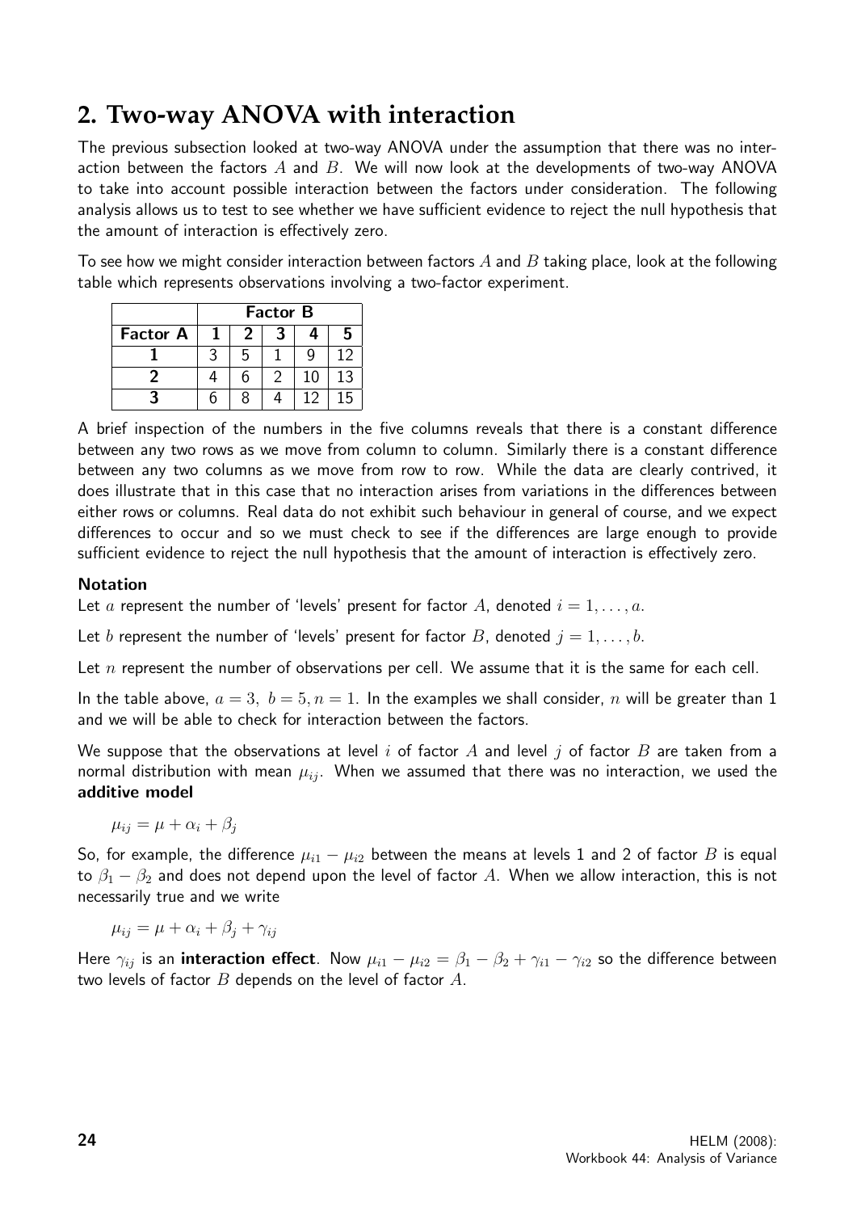## 2. Two-way ANOVA with interaction

The previous subsection looked at two-way ANOVA under the assumption that there was no interaction between the factors $A$ and $B$. We will now look at the developments of two-way ANOVA to take into account possible interaction between the factors under consideration. The following analysis allows us to test to see whether we have sufficient evidence to reject the null hypothesis that the amount of interaction is effectively zero.

To see how we might consider interaction between factors $A$ and $B$ taking place, look at the following table which represents observations involving a two-factor experiment.

| | **Factor B** | | | | |
|---|---|---|---|---|---|
| **Factor A** | **1** | **2** | **3** | **4** | **5** |
| **1** | 3 | 5 | 1 | 9 | 12 |
| **2** | 4 | 6 | 2 | 10 | 13 |
| **3** | 6 | 8 | 4 | 12 | 15 |

A brief inspection of the numbers in the five columns reveals that there is a constant difference between any two rows as we move from column to column. Similarly there is a constant difference between any two columns as we move from row to row. While the data are clearly contrived, it does illustrate that in this case that no interaction arises from variations in the differences between either rows or columns. Real data do not exhibit such behaviour in general of course, and we expect differences to occur and so we must check to see if the differences are large enough to provide sufficient evidence to reject the null hypothesis that the amount of interaction is effectively zero.

### Notation

Let $a$ represent the number of 'levels' present for factor $A$, denoted $i = 1, \ldots, a$.

Let $b$ represent the number of 'levels' present for factor $B$, denoted $j = 1, \ldots, b$.

Let $n$ represent the number of observations per cell. We assume that it is the same for each cell.

In the table above, $a = 3,\ b = 5, n = 1$. In the examples we shall consider, $n$ will be greater than 1 and we will be able to check for interaction between the factors.

We suppose that the observations at level $i$ of factor $A$ and level $j$ of factor $B$ are taken from a normal distribution with mean $\mu_{ij}$. When we assumed that there was no interaction, we used the **additive model**

$$\mu_{ij} = \mu + \alpha_i + \beta_j$$

So, for example, the difference $\mu_{i1} - \mu_{i2}$ between the means at levels 1 and 2 of factor $B$ is equal to $\beta_1 - \beta_2$ and does not depend upon the level of factor $A$. When we allow interaction, this is not necessarily true and we write

$$\mu_{ij} = \mu + \alpha_i + \beta_j + \gamma_{ij}$$

Here $\gamma_{ij}$ is an **interaction effect**. Now $\mu_{i1} - \mu_{i2} = \beta_1 - \beta_2 + \gamma_{i1} - \gamma_{i2}$ so the difference between two levels of factor $B$ depends on the level of factor $A$.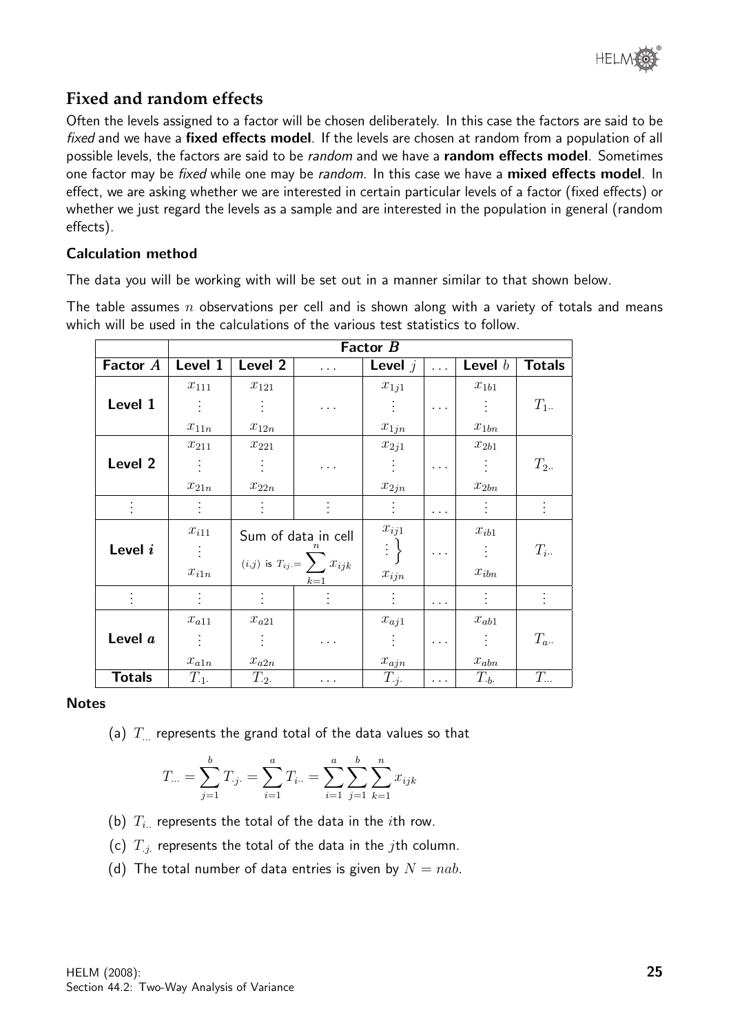## Fixed and random effects

Often the levels assigned to a factor will be chosen deliberately. In this case the factors are said to be *fixed* and we have a **fixed effects model**. If the levels are chosen at random from a population of all possible levels, the factors are said to be *random* and we have a **random effects model**. Sometimes one factor may be *fixed* while one may be *random*. In this case we have a **mixed effects model**. In effect, we are asking whether we are interested in certain particular levels of a factor (fixed effects) or whether we just regard the levels as a sample and are interested in the population in general (random effects).

### Calculation method

The data you will be working with will be set out in a manner similar to that shown below.

The table assumes $n$ observations per cell and is shown along with a variety of totals and means which will be used in the calculations of the various test statistics to follow.

| | Factor $B$ | | | | | | |
|---|---|---|---|---|---|---|---|
| **Factor $A$** | **Level 1** | **Level 2** | $\ldots$ | **Level $j$** | $\ldots$ | **Level $b$** | **Totals** |
| **Level 1** | $x_{111}$ $\vdots$ $x_{11n}$ | $x_{121}$ $\vdots$ $x_{12n}$ | $\ldots$ | $x_{1j1}$ $\vdots$ $x_{1jn}$ | $\ldots$ | $x_{1b1}$ $\vdots$ $x_{1bn}$ | $T_{1\cdot\cdot}$ |
| **Level 2** | $x_{211}$ $\vdots$ $x_{21n}$ | $x_{221}$ $\vdots$ $x_{22n}$ | $\ldots$ | $x_{2j1}$ $\vdots$ $x_{2jn}$ | $\ldots$ | $x_{2b1}$ $\vdots$ $x_{2bn}$ | $T_{2\cdot\cdot}$ |
| $\vdots$ | $\vdots$ | $\vdots$ | $\vdots$ | $\vdots$ | $\ldots$ | $\vdots$ | $\vdots$ |
| **Level $i$** | $x_{i11}$ $\vdots$ $x_{i1n}$ | Sum of data in cell $(i,j)$ is $T_{ij\cdot} = \sum_{k=1}^{n} x_{ijk}$ | | $x_{ij1}$ $\vdots$ $x_{ijn}$ | $\ldots$ | $x_{ib1}$ $\vdots$ $x_{ibn}$ | $T_{i\cdot\cdot}$ |
| $\vdots$ | $\vdots$ | $\vdots$ | $\vdots$ | $\vdots$ | $\ldots$ | $\vdots$ | $\vdots$ |
| **Level $a$** | $x_{a11}$ $\vdots$ $x_{a1n}$ | $x_{a21}$ $\vdots$ $x_{a2n}$ | $\ldots$ | $x_{aj1}$ $\vdots$ $x_{ajn}$ | $\ldots$ | $x_{ab1}$ $\vdots$ $x_{abn}$ | $T_{a\cdot\cdot}$ |
| **Totals** | $T_{\cdot 1\cdot}$ | $T_{\cdot 2\cdot}$ | $\ldots$ | $T_{\cdot j\cdot}$ | $\ldots$ | $T_{\cdot b\cdot}$ | $T_{\cdot\cdot\cdot}$ |

**Notes**

(a) $T_{\cdot\cdot\cdot}$ represents the grand total of the data values so that

$$T_{\cdot\cdot\cdot} = \sum_{j=1}^{b} T_{\cdot j\cdot} = \sum_{i=1}^{a} T_{i\cdot\cdot} = \sum_{i=1}^{a}\sum_{j=1}^{b}\sum_{k=1}^{n} x_{ijk}$$

(b) $T_{i\cdot\cdot}$ represents the total of the data in the $i$th row.

(c) $T_{\cdot j\cdot}$ represents the total of the data in the $j$th column.

(d) The total number of data entries is given by $N = nab$.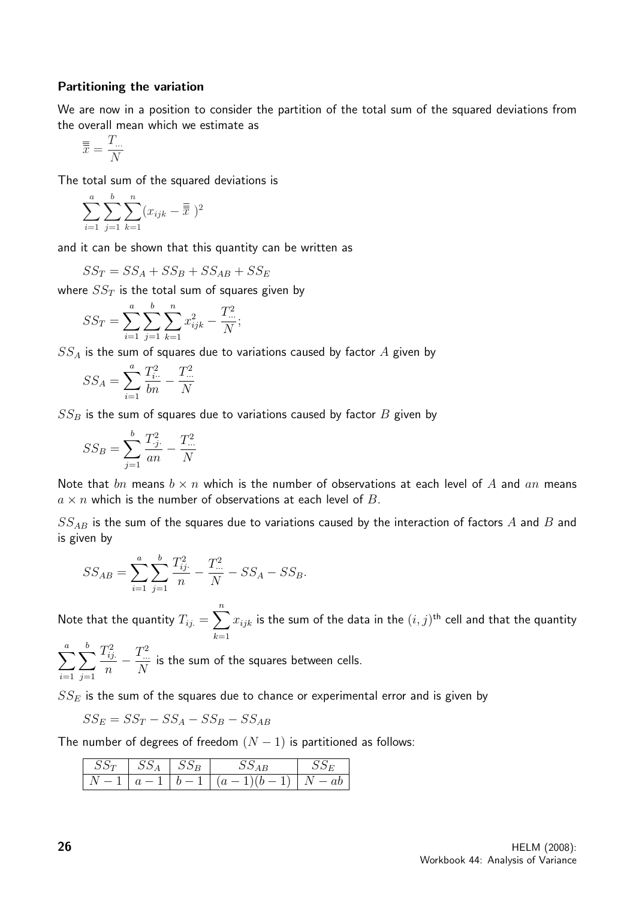### Partitioning the variation

We are now in a position to consider the partition of the total sum of the squared deviations from the overall mean which we estimate as

$$\bar{\bar{\bar{x}}} = \frac{T_{...}}{N}$$

The total sum of the squared deviations is

$$\sum_{i=1}^{a}\sum_{j=1}^{b}\sum_{k=1}^{n}(x_{ijk} - \bar{\bar{\bar{x}}}\,)^2$$

and it can be shown that this quantity can be written as

$$SS_T = SS_A + SS_B + SS_{AB} + SS_E$$

where $SS_T$ is the total sum of squares given by

$$SS_T = \sum_{i=1}^{a}\sum_{j=1}^{b}\sum_{k=1}^{n} x_{ijk}^2 - \frac{T_{...}^2}{N};$$

$SS_A$ is the sum of squares due to variations caused by factor $A$ given by

$$SS_A = \sum_{i=1}^{a}\frac{T_{i..}^2}{bn} - \frac{T_{...}^2}{N}$$

$SS_B$ is the sum of squares due to variations caused by factor $B$ given by

$$SS_B = \sum_{j=1}^{b}\frac{T_{.j.}^2}{an} - \frac{T_{...}^2}{N}$$

Note that $bn$ means $b \times n$ which is the number of observations at each level of $A$ and $an$ means $a \times n$ which is the number of observations at each level of $B$.

$SS_{AB}$ is the sum of the squares due to variations caused by the interaction of factors $A$ and $B$ and is given by

$$SS_{AB} = \sum_{i=1}^{a}\sum_{j=1}^{b}\frac{T_{ij.}^2}{n} - \frac{T_{...}^2}{N} - SS_A - SS_B.$$

Note that the quantity $T_{ij.} = \sum_{k=1}^{n} x_{ijk}$ is the sum of the data in the $(i,j)^{\text{th}}$ cell and that the quantity $\sum_{i=1}^{a}\sum_{j=1}^{b}\frac{T_{ij.}^2}{n} - \frac{T_{...}^2}{N}$ is the sum of the squares between cells.

$SS_E$ is the sum of the squares due to chance or experimental error and is given by

$$SS_E = SS_T - SS_A - SS_B - SS_{AB}$$

The number of degrees of freedom $(N-1)$ is partitioned as follows:

| $SS_T$ | $SS_A$ | $SS_B$ | $SS_{AB}$ | $SS_E$ |
|---|---|---|---|---|
| $N-1$ | $a-1$ | $b-1$ | $(a-1)(b-1)$ | $N-ab$ |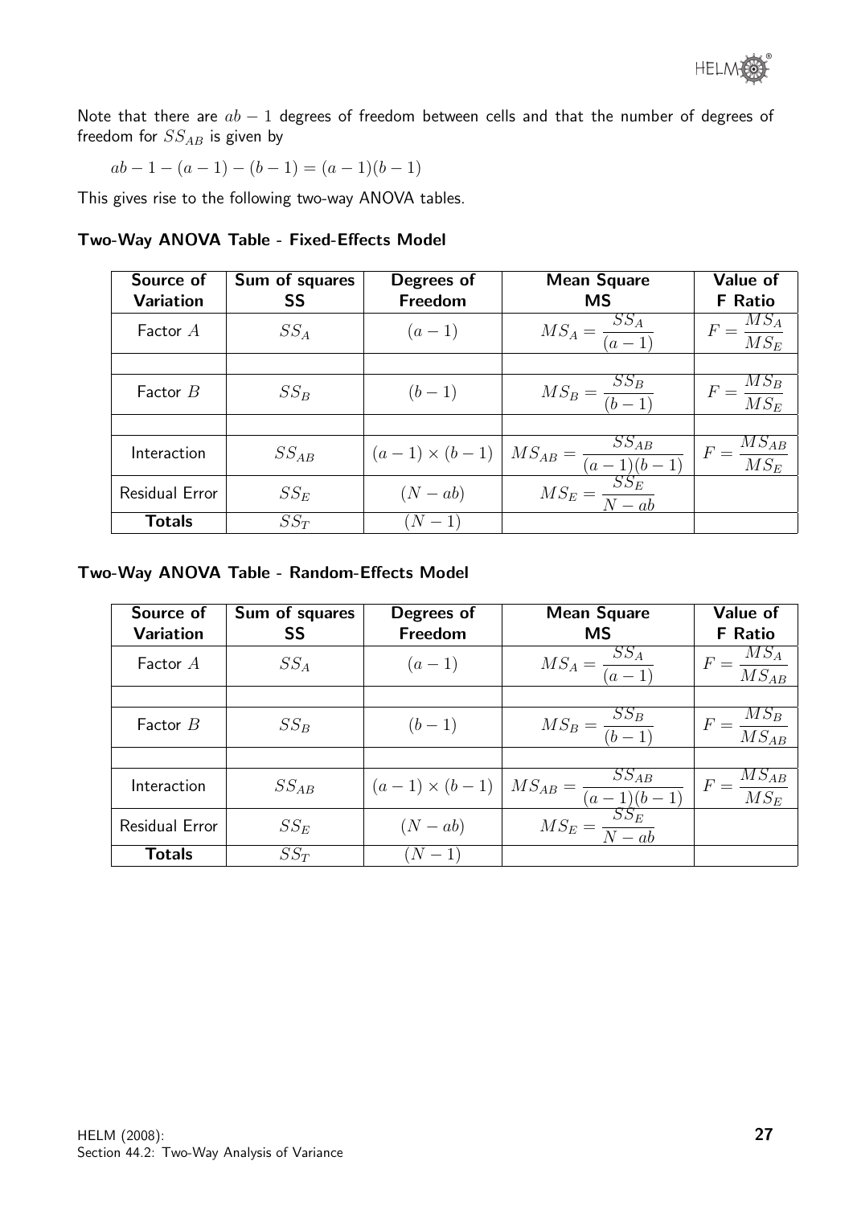Note that there are $ab - 1$ degrees of freedom between cells and that the number of degrees of freedom for $SS_{AB}$ is given by

$$ab - 1 - (a - 1) - (b - 1) = (a - 1)(b - 1)$$

This gives rise to the following two-way ANOVA tables.

**Two-Way ANOVA Table - Fixed-Effects Model**

| Source of Variation | Sum of squares SS | Degrees of Freedom | Mean Square MS | Value of F Ratio |
|---|---|---|---|---|
| Factor $A$ | $SS_A$ | $(a-1)$ | $MS_A = \dfrac{SS_A}{(a-1)}$ | $F = \dfrac{MS_A}{MS_E}$ |
| | | | | |
| Factor $B$ | $SS_B$ | $(b-1)$ | $MS_B = \dfrac{SS_B}{(b-1)}$ | $F = \dfrac{MS_B}{MS_E}$ |
| | | | | |
| Interaction | $SS_{AB}$ | $(a-1) \times (b-1)$ | $MS_{AB} = \dfrac{SS_{AB}}{(a-1)(b-1)}$ | $F = \dfrac{MS_{AB}}{MS_E}$ |
| Residual Error | $SS_E$ | $(N - ab)$ | $MS_E = \dfrac{SS_E}{N - ab}$ | |
| **Totals** | $SS_T$ | $(N-1)$ | | |

**Two-Way ANOVA Table - Random-Effects Model**

| Source of Variation | Sum of squares SS | Degrees of Freedom | Mean Square MS | Value of F Ratio |
|---|---|---|---|---|
| Factor $A$ | $SS_A$ | $(a-1)$ | $MS_A = \dfrac{SS_A}{(a-1)}$ | $F = \dfrac{MS_A}{MS_{AB}}$ |
| | | | | |
| Factor $B$ | $SS_B$ | $(b-1)$ | $MS_B = \dfrac{SS_B}{(b-1)}$ | $F = \dfrac{MS_B}{MS_{AB}}$ |
| | | | | |
| Interaction | $SS_{AB}$ | $(a-1) \times (b-1)$ | $MS_{AB} = \dfrac{SS_{AB}}{(a-1)(b-1)}$ | $F = \dfrac{MS_{AB}}{MS_E}$ |
| Residual Error | $SS_E$ | $(N - ab)$ | $MS_E = \dfrac{SS_E}{N - ab}$ | |
| **Totals** | $SS_T$ | $(N-1)$ | | |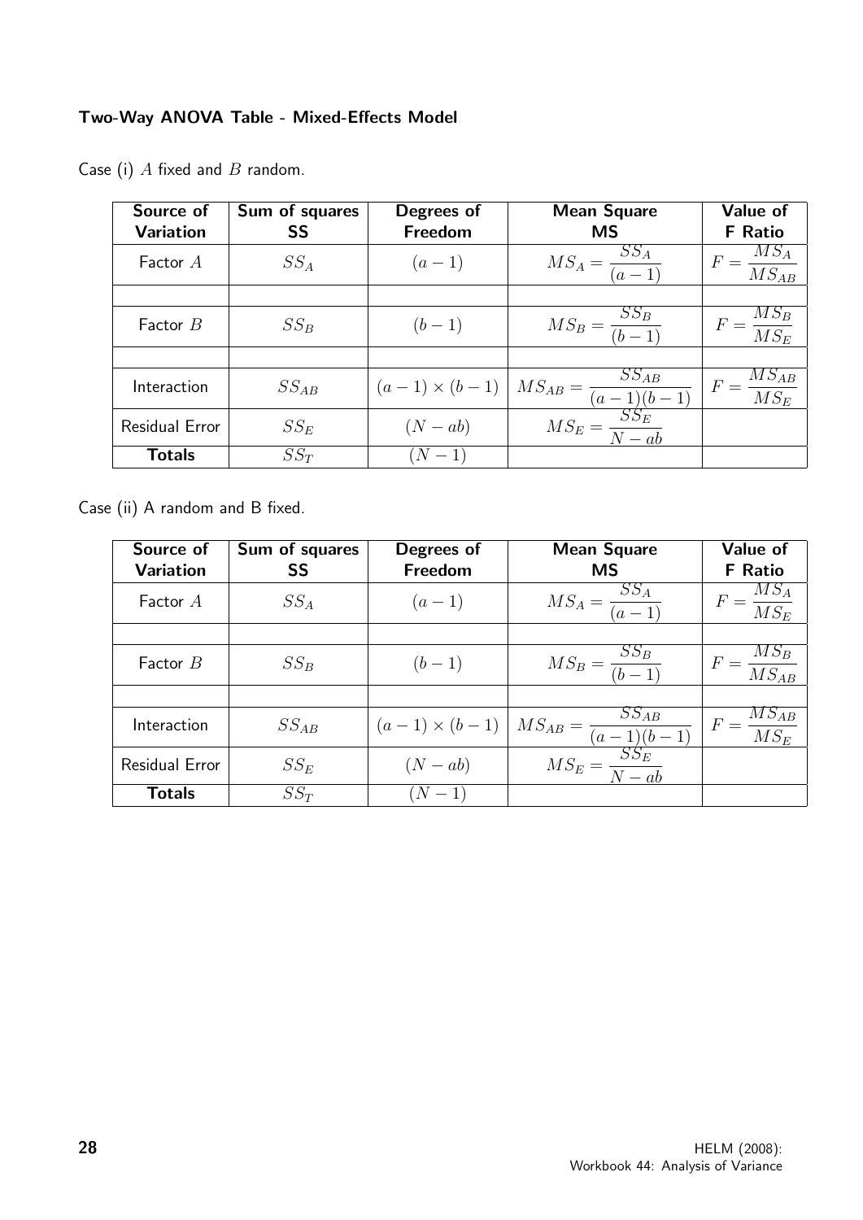### Two-Way ANOVA Table - Mixed-Effects Model

Case (i) $A$ fixed and $B$ random.

| Source of Variation | Sum of squares SS | Degrees of Freedom | Mean Square MS | Value of F Ratio |
|---|---|---|---|---|
| Factor $A$ | $SS_A$ | $(a-1)$ | $MS_A = \dfrac{SS_A}{(a-1)}$ | $F = \dfrac{MS_A}{MS_{AB}}$ |
| | | | | |
| Factor $B$ | $SS_B$ | $(b-1)$ | $MS_B = \dfrac{SS_B}{(b-1)}$ | $F = \dfrac{MS_B}{MS_E}$ |
| | | | | |
| Interaction | $SS_{AB}$ | $(a-1)\times(b-1)$ | $MS_{AB} = \dfrac{SS_{AB}}{(a-1)(b-1)}$ | $F = \dfrac{MS_{AB}}{MS_E}$ |
| Residual Error | $SS_E$ | $(N-ab)$ | $MS_E = \dfrac{SS_E}{N-ab}$ | |
| **Totals** | $SS_T$ | $(N-1)$ | | |

Case (ii) A random and B fixed.

| Source of Variation | Sum of squares SS | Degrees of Freedom | Mean Square MS | Value of F Ratio |
|---|---|---|---|---|
| Factor $A$ | $SS_A$ | $(a-1)$ | $MS_A = \dfrac{SS_A}{(a-1)}$ | $F = \dfrac{MS_A}{MS_E}$ |
| | | | | |
| Factor $B$ | $SS_B$ | $(b-1)$ | $MS_B = \dfrac{SS_B}{(b-1)}$ | $F = \dfrac{MS_B}{MS_{AB}}$ |
| | | | | |
| Interaction | $SS_{AB}$ | $(a-1)\times(b-1)$ | $MS_{AB} = \dfrac{SS_{AB}}{(a-1)(b-1)}$ | $F = \dfrac{MS_{AB}}{MS_E}$ |
| Residual Error | $SS_E$ | $(N-ab)$ | $MS_E = \dfrac{SS_E}{N-ab}$ | |
| **Totals** | $SS_T$ | $(N-1)$ | | |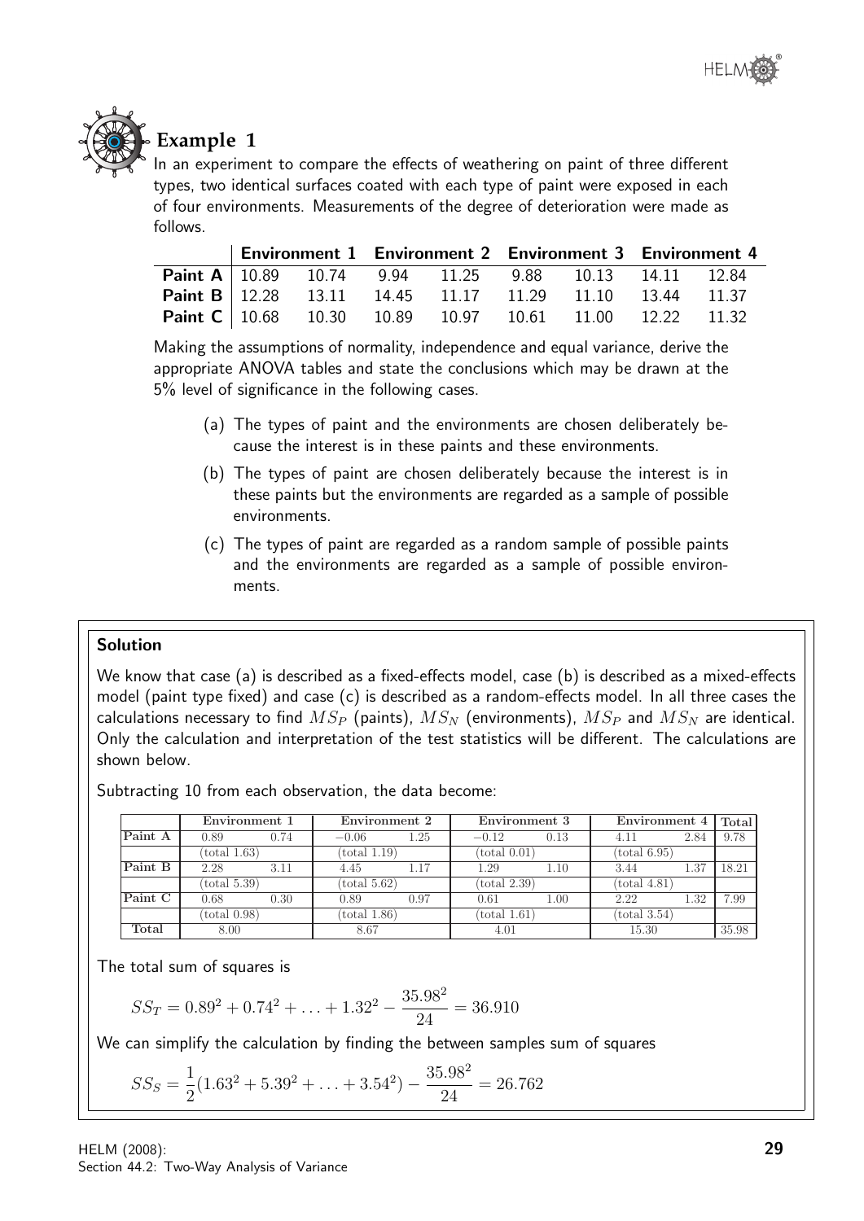## Example 1

In an experiment to compare the effects of weathering on paint of three different types, two identical surfaces coated with each type of paint were exposed in each of four environments. Measurements of the degree of deterioration were made as follows.

| | **Environment 1** | | **Environment 2** | | **Environment 3** | | **Environment 4** | |
|---|---|---|---|---|---|---|---|---|
| **Paint A** | 10.89 | 10.74 | 9.94 | 11.25 | 9.88 | 10.13 | 14.11 | 12.84 |
| **Paint B** | 12.28 | 13.11 | 14.45 | 11.17 | 11.29 | 11.10 | 13.44 | 11.37 |
| **Paint C** | 10.68 | 10.30 | 10.89 | 10.97 | 10.61 | 11.00 | 12.22 | 11.32 |

Making the assumptions of normality, independence and equal variance, derive the appropriate ANOVA tables and state the conclusions which may be drawn at the 5% level of significance in the following cases.

(a) The types of paint and the environments are chosen deliberately because the interest is in these paints and these environments.

(b) The types of paint are chosen deliberately because the interest is in these paints but the environments are regarded as a sample of possible environments.

(c) The types of paint are regarded as a random sample of possible paints and the environments are regarded as a sample of possible environments.

**Solution**

We know that case (a) is described as a fixed-effects model, case (b) is described as a mixed-effects model (paint type fixed) and case (c) is described as a random-effects model. In all three cases the calculations necessary to find $MS_P$ (paints), $MS_N$ (environments), $MS_P$ and $MS_N$ are identical. Only the calculation and interpretation of the test statistics will be different. The calculations are shown below.

Subtracting 10 from each observation, the data become:

| | Environment 1 | | Environment 2 | | Environment 3 | | Environment 4 | | Total |
|---|---|---|---|---|---|---|---|---|---|
| Paint A | 0.89 | 0.74 | −0.06 | 1.25 | −0.12 | 0.13 | 4.11 | 2.84 | 9.78 |
| | (total 1.63) | | (total 1.19) | | (total 0.01) | | (total 6.95) | | |
| Paint B | 2.28 | 3.11 | 4.45 | 1.17 | 1.29 | 1.10 | 3.44 | 1.37 | 18.21 |
| | (total 5.39) | | (total 5.62) | | (total 2.39) | | (total 4.81) | | |
| Paint C | 0.68 | 0.30 | 0.89 | 0.97 | 0.61 | 1.00 | 2.22 | 1.32 | 7.99 |
| | (total 0.98) | | (total 1.86) | | (total 1.61) | | (total 3.54) | | |
| Total | 8.00 | | 8.67 | | 4.01 | | 15.30 | | 35.98 |

The total sum of squares is

$$SS_T = 0.89^2 + 0.74^2 + \ldots + 1.32^2 - \frac{35.98^2}{24} = 36.910$$

We can simplify the calculation by finding the between samples sum of squares

$$SS_S = \frac{1}{2}(1.63^2 + 5.39^2 + \ldots + 3.54^2) - \frac{35.98^2}{24} = 26.762$$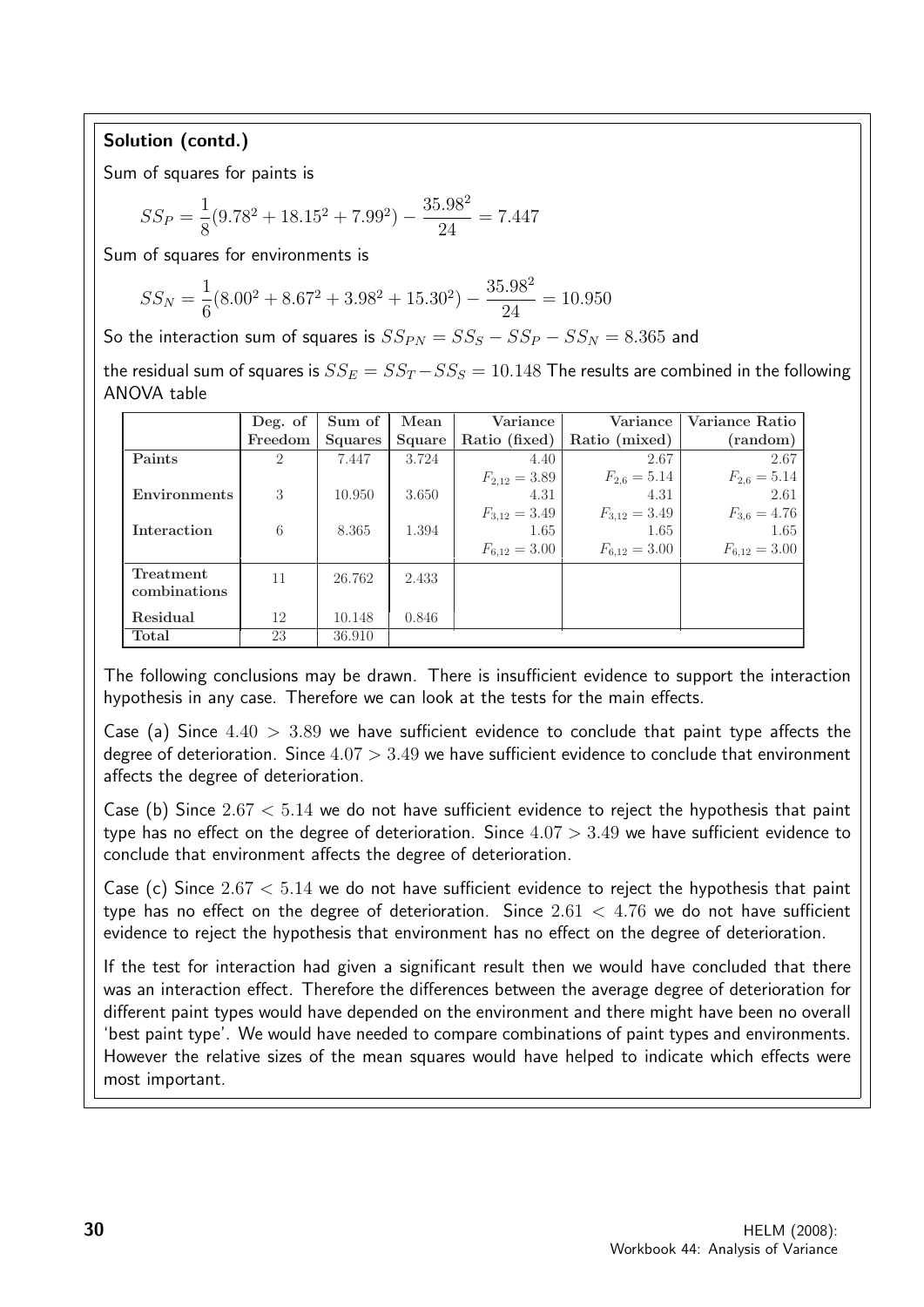**Solution (contd.)**

Sum of squares for paints is

$$SS_P = \frac{1}{8}(9.78^2 + 18.15^2 + 7.99^2) - \frac{35.98^2}{24} = 7.447$$

Sum of squares for environments is

$$SS_N = \frac{1}{6}(8.00^2 + 8.67^2 + 3.98^2 + 15.30^2) - \frac{35.98^2}{24} = 10.950$$

So the interaction sum of squares is $SS_{PN} = SS_S - SS_P - SS_N = 8.365$ and

the residual sum of squares is $SS_E = SS_T - SS_S = 10.148$ The results are combined in the following ANOVA table

| | Deg. of Freedom | Sum of Squares | Mean Square | Variance Ratio (fixed) | Variance Ratio (mixed) | Variance Ratio (random) |
|---|---|---|---|---|---|---|
| **Paints** | 2 | 7.447 | 3.724 | 4.40 | 2.67 | 2.67 |
| | | | | $F_{2,12} = 3.89$ | $F_{2,6} = 5.14$ | $F_{2,6} = 5.14$ |
| **Environments** | 3 | 10.950 | 3.650 | 4.31 | 4.31 | 2.61 |
| | | | | $F_{3,12} = 3.49$ | $F_{3,12} = 3.49$ | $F_{3,6} = 4.76$ |
| **Interaction** | 6 | 8.365 | 1.394 | 1.65 | 1.65 | 1.65 |
| | | | | $F_{6,12} = 3.00$ | $F_{6,12} = 3.00$ | $F_{6,12} = 3.00$ |
| **Treatment combinations** | 11 | 26.762 | 2.433 | | | |
| **Residual** | 12 | 10.148 | 0.846 | | | |
| **Total** | 23 | 36.910 | | | | |

The following conclusions may be drawn. There is insufficient evidence to support the interaction hypothesis in any case. Therefore we can look at the tests for the main effects.

Case (a) Since $4.40 > 3.89$ we have sufficient evidence to conclude that paint type affects the degree of deterioration. Since $4.07 > 3.49$ we have sufficient evidence to conclude that environment affects the degree of deterioration.

Case (b) Since $2.67 < 5.14$ we do not have sufficient evidence to reject the hypothesis that paint type has no effect on the degree of deterioration. Since $4.07 > 3.49$ we have sufficient evidence to conclude that environment affects the degree of deterioration.

Case (c) Since $2.67 < 5.14$ we do not have sufficient evidence to reject the hypothesis that paint type has no effect on the degree of deterioration. Since $2.61 < 4.76$ we do not have sufficient evidence to reject the hypothesis that environment has no effect on the degree of deterioration.

If the test for interaction had given a significant result then we would have concluded that there was an interaction effect. Therefore the differences between the average degree of deterioration for different paint types would have depended on the environment and there might have been no overall 'best paint type'. We would have needed to compare combinations of paint types and environments. However the relative sizes of the mean squares would have helped to indicate which effects were most important.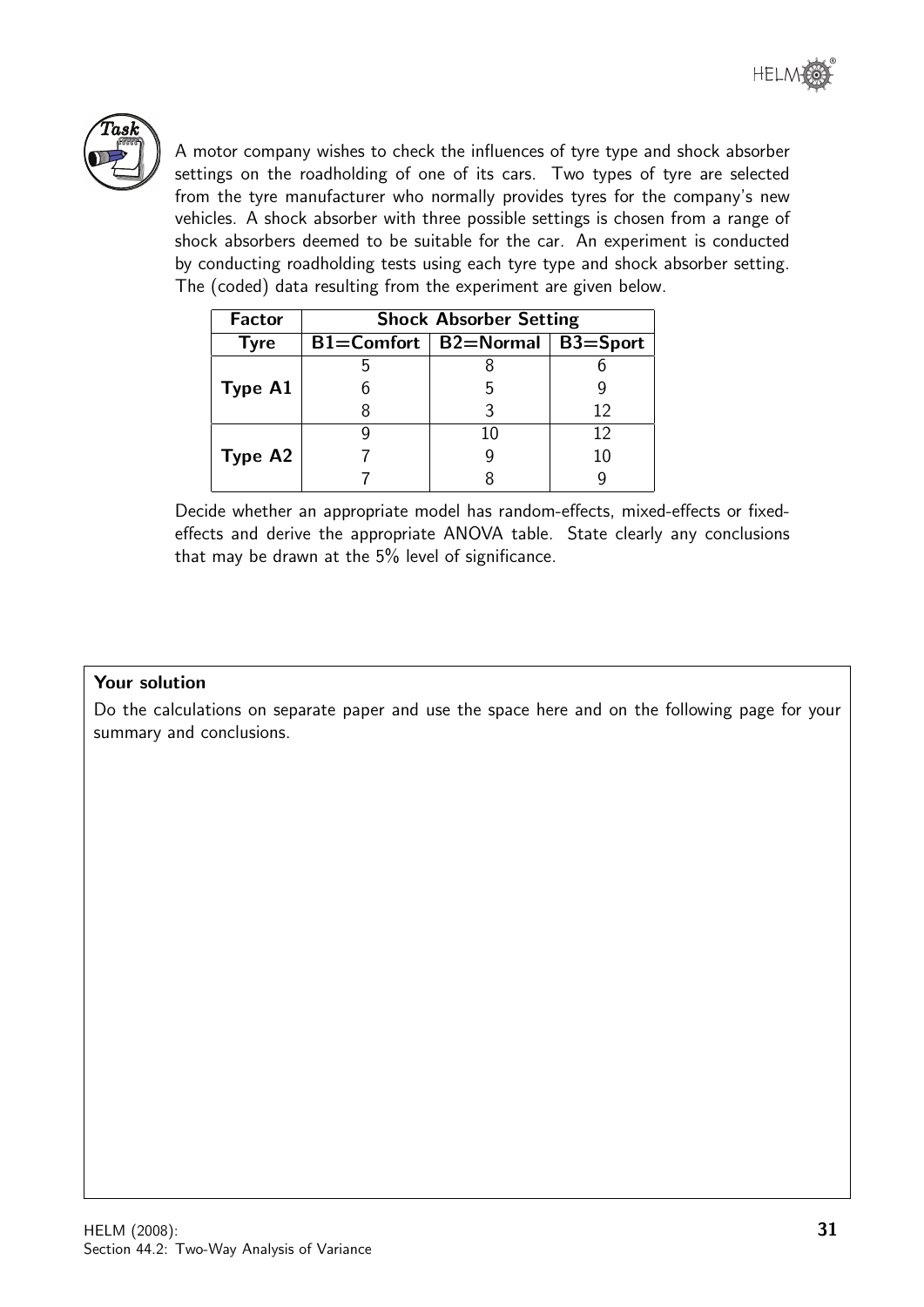**Task**

A motor company wishes to check the influences of tyre type and shock absorber settings on the roadholding of one of its cars. Two types of tyre are selected from the tyre manufacturer who normally provides tyres for the company's new vehicles. A shock absorber with three possible settings is chosen from a range of shock absorbers deemed to be suitable for the car. An experiment is conducted by conducting roadholding tests using each tyre type and shock absorber setting. The (coded) data resulting from the experiment are given below.

| Factor | Shock Absorber Setting | | |
|---|---|---|---|
| **Tyre** | **B1=Comfort** | **B2=Normal** | **B3=Sport** |
| | 5 | 8 | 6 |
| **Type A1** | 6 | 5 | 9 |
| | 8 | 3 | 12 |
| | 9 | 10 | 12 |
| **Type A2** | 7 | 9 | 10 |
| | 7 | 8 | 9 |

Decide whether an appropriate model has random-effects, mixed-effects or fixed-effects and derive the appropriate ANOVA table. State clearly any conclusions that may be drawn at the 5% level of significance.

**Your solution**

Do the calculations on separate paper and use the space here and on the following page for your summary and conclusions.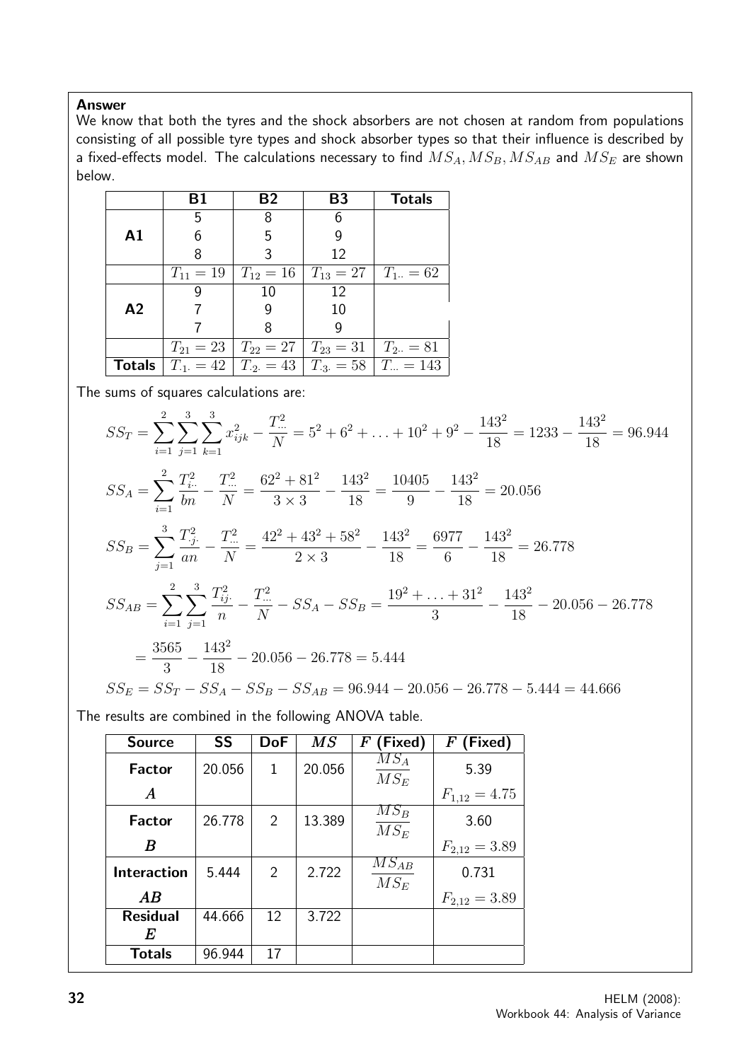**Answer**

We know that both the tyres and the shock absorbers are not chosen at random from populations consisting of all possible tyre types and shock absorber types so that their influence is described by a fixed-effects model. The calculations necessary to find $MS_A, MS_B, MS_{AB}$ and $MS_E$ are shown below.

| | B1 | B2 | B3 | Totals |
|---|---|---|---|---|
| | 5 | 8 | 6 | |
| A1 | 6 | 5 | 9 | |
| | 8 | 3 | 12 | |
| | $T_{11} = 19$ | $T_{12} = 16$ | $T_{13} = 27$ | $T_{1\cdot\cdot} = 62$ |
| | 9 | 10 | 12 | |
| A2 | 7 | 9 | 10 | |
| | 7 | 8 | 9 | |
| | $T_{21} = 23$ | $T_{22} = 27$ | $T_{23} = 31$ | $T_{2\cdot\cdot} = 81$ |
| **Totals** | $T_{\cdot 1\cdot} = 42$ | $T_{\cdot 2\cdot} = 43$ | $T_{\cdot 3\cdot} = 58$ | $T_{\cdots} = 143$ |

The sums of squares calculations are:

$$SS_T = \sum_{i=1}^{2}\sum_{j=1}^{3}\sum_{k=1}^{3} x_{ijk}^2 - \frac{T_{\cdots}^2}{N} = 5^2 + 6^2 + \ldots + 10^2 + 9^2 - \frac{143^2}{18} = 1233 - \frac{143^2}{18} = 96.944$$

$$SS_A = \sum_{i=1}^{2} \frac{T_{i\cdot\cdot}^2}{bn} - \frac{T_{\cdots}^2}{N} = \frac{62^2 + 81^2}{3 \times 3} - \frac{143^2}{18} = \frac{10405}{9} - \frac{143^2}{18} = 20.056$$

$$SS_B = \sum_{j=1}^{3} \frac{T_{\cdot j\cdot}^2}{an} - \frac{T_{\cdots}^2}{N} = \frac{42^2 + 43^2 + 58^2}{2 \times 3} - \frac{143^2}{18} = \frac{6977}{6} - \frac{143^2}{18} = 26.778$$

$$SS_{AB} = \sum_{i=1}^{2}\sum_{j=1}^{3} \frac{T_{ij\cdot}^2}{n} - \frac{T_{\cdots}^2}{N} - SS_A - SS_B = \frac{19^2 + \ldots + 31^2}{3} - \frac{143^2}{18} - 20.056 - 26.778$$

$$= \frac{3565}{3} - \frac{143^2}{18} - 20.056 - 26.778 = 5.444$$

$$SS_E = SS_T - SS_A - SS_B - SS_{AB} = 96.944 - 20.056 - 26.778 - 5.444 = 44.666$$

The results are combined in the following ANOVA table.

| Source | SS | DoF | $MS$ | $F$ (Fixed) | $F$ (Fixed) |
|---|---|---|---|---|---|
| **Factor** $A$ | 20.056 | 1 | 20.056 | $\frac{MS_A}{MS_E}$ | 5.39 <br> $F_{1,12} = 4.75$ |
| **Factor** $B$ | 26.778 | 2 | 13.389 | $\frac{MS_B}{MS_E}$ | 3.60 <br> $F_{2,12} = 3.89$ |
| **Interaction** $AB$ | 5.444 | 2 | 2.722 | $\frac{MS_{AB}}{MS_E}$ | 0.731 <br> $F_{2,12} = 3.89$ |
| **Residual** $E$ | 44.666 | 12 | 3.722 | | |
| **Totals** | 96.944 | 17 | | | |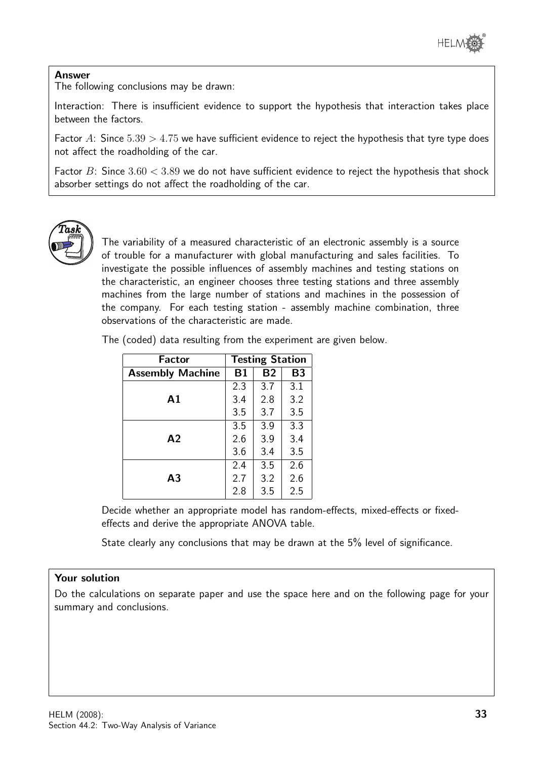**Answer**

The following conclusions may be drawn:

Interaction: There is insufficient evidence to support the hypothesis that interaction takes place between the factors.

Factor $A$: Since $5.39 > 4.75$ we have sufficient evidence to reject the hypothesis that tyre type does not affect the roadholding of the car.

Factor $B$: Since $3.60 < 3.89$ we do not have sufficient evidence to reject the hypothesis that shock absorber settings do not affect the roadholding of the car.

**Task**

The variability of a measured characteristic of an electronic assembly is a source of trouble for a manufacturer with global manufacturing and sales facilities. To investigate the possible influences of assembly machines and testing stations on the characteristic, an engineer chooses three testing stations and three assembly machines from the large number of stations and machines in the possession of the company. For each testing station - assembly machine combination, three observations of the characteristic are made.

The (coded) data resulting from the experiment are given below.

| Factor | Testing Station | | |
|---|---|---|---|
| **Assembly Machine** | **B1** | **B2** | **B3** |
| | 2.3 | 3.7 | 3.1 |
| **A1** | 3.4 | 2.8 | 3.2 |
| | 3.5 | 3.7 | 3.5 |
| | 3.5 | 3.9 | 3.3 |
| **A2** | 2.6 | 3.9 | 3.4 |
| | 3.6 | 3.4 | 3.5 |
| | 2.4 | 3.5 | 2.6 |
| **A3** | 2.7 | 3.2 | 2.6 |
| | 2.8 | 3.5 | 2.5 |

Decide whether an appropriate model has random-effects, mixed-effects or fixed-effects and derive the appropriate ANOVA table.

State clearly any conclusions that may be drawn at the 5% level of significance.

**Your solution**

Do the calculations on separate paper and use the space here and on the following page for your summary and conclusions.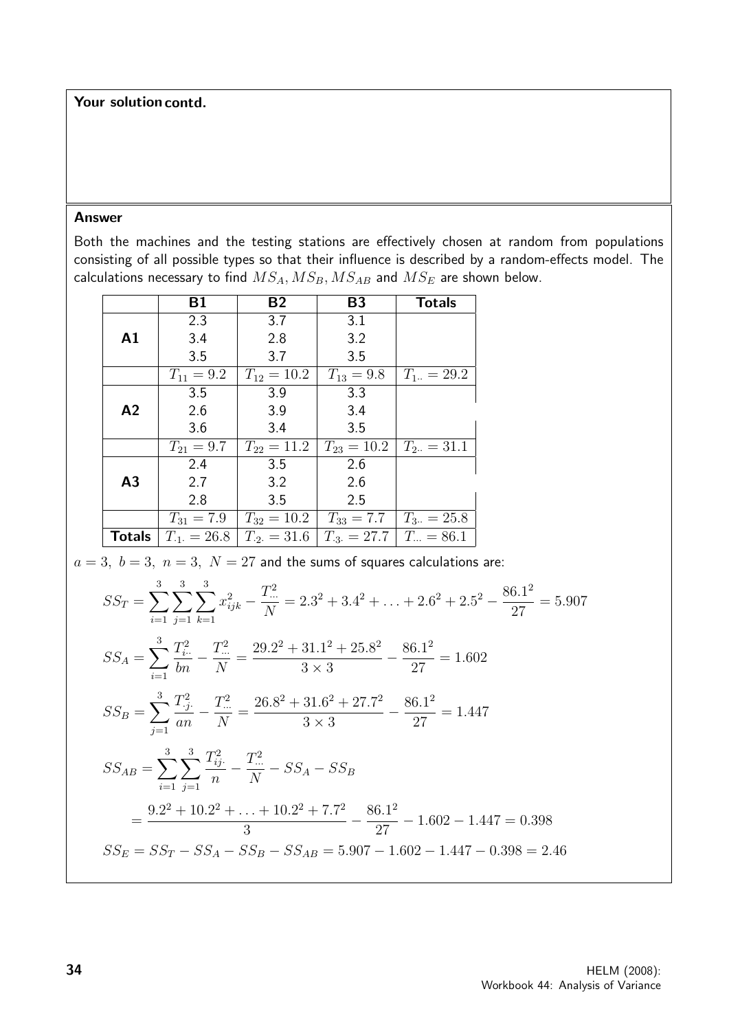**Your solution contd.**

**Answer**

Both the machines and the testing stations are effectively chosen at random from populations consisting of all possible types so that their influence is described by a random-effects model. The calculations necessary to find $MS_A, MS_B, MS_{AB}$ and $MS_E$ are shown below.

| | B1 | B2 | B3 | Totals |
|---|---|---|---|---|
| | 2.3 | 3.7 | 3.1 | |
| **A1** | 3.4 | 2.8 | 3.2 | |
| | 3.5 | 3.7 | 3.5 | |
| | $T_{11} = 9.2$ | $T_{12} = 10.2$ | $T_{13} = 9.8$ | $T_{1..} = 29.2$ |
| | 3.5 | 3.9 | 3.3 | |
| **A2** | 2.6 | 3.9 | 3.4 | |
| | 3.6 | 3.4 | 3.5 | |
| | $T_{21} = 9.7$ | $T_{22} = 11.2$ | $T_{23} = 10.2$ | $T_{2..} = 31.1$ |
| | 2.4 | 3.5 | 2.6 | |
| **A3** | 2.7 | 3.2 | 2.6 | |
| | 2.8 | 3.5 | 2.5 | |
| | $T_{31} = 7.9$ | $T_{32} = 10.2$ | $T_{33} = 7.7$ | $T_{3..} = 25.8$ |
| **Totals** | $T_{.1.} = 26.8$ | $T_{.2.} = 31.6$ | $T_{.3.} = 27.7$ | $T_{...} = 86.1$ |

$a = 3,\ b = 3,\ n = 3,\ N = 27$ and the sums of squares calculations are:

$$SS_T = \sum_{i=1}^{3}\sum_{j=1}^{3}\sum_{k=1}^{3} x_{ijk}^2 - \frac{T_{...}^2}{N} = 2.3^2 + 3.4^2 + \ldots + 2.6^2 + 2.5^2 - \frac{86.1^2}{27} = 5.907$$

$$SS_A = \sum_{i=1}^{3} \frac{T_{i..}^2}{bn} - \frac{T_{...}^2}{N} = \frac{29.2^2 + 31.1^2 + 25.8^2}{3 \times 3} - \frac{86.1^2}{27} = 1.602$$

$$SS_B = \sum_{j=1}^{3} \frac{T_{.j.}^2}{an} - \frac{T_{...}^2}{N} = \frac{26.8^2 + 31.6^2 + 27.7^2}{3 \times 3} - \frac{86.1^2}{27} = 1.447$$

$$SS_{AB} = \sum_{i=1}^{3}\sum_{j=1}^{3} \frac{T_{ij.}^2}{n} - \frac{T_{...}^2}{N} - SS_A - SS_B$$

$$= \frac{9.2^2 + 10.2^2 + \ldots + 10.2^2 + 7.7^2}{3} - \frac{86.1^2}{27} - 1.602 - 1.447 = 0.398$$

$$SS_E = SS_T - SS_A - SS_B - SS_{AB} = 5.907 - 1.602 - 1.447 - 0.398 = 2.46$$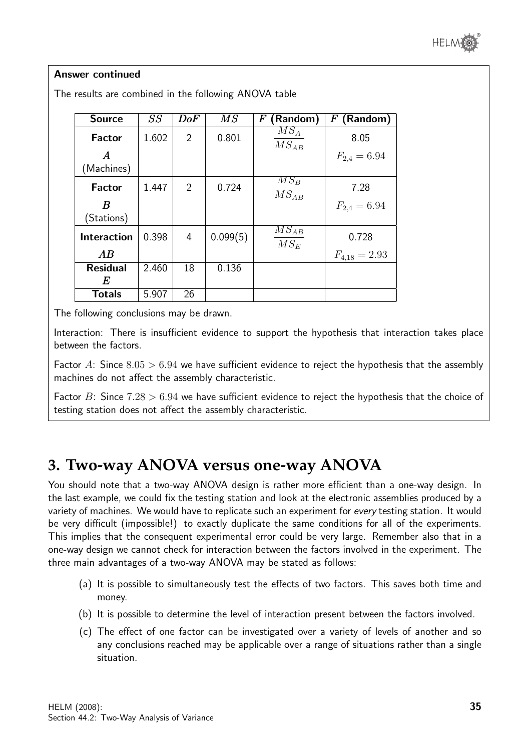**Answer continued**

The results are combined in the following ANOVA table

| Source | $SS$ | $DoF$ | $MS$ | $F$ (Random) | $F$ (Random) |
|---|---|---|---|---|---|
| **Factor** $A$ (Machines) | 1.602 | 2 | 0.801 | $\dfrac{MS_A}{MS_{AB}}$ | 8.05 $F_{2,4} = 6.94$ |
| **Factor** $B$ (Stations) | 1.447 | 2 | 0.724 | $\dfrac{MS_B}{MS_{AB}}$ | 7.28 $F_{2,4} = 6.94$ |
| **Interaction** $AB$ | 0.398 | 4 | 0.099(5) | $\dfrac{MS_{AB}}{MS_E}$ | 0.728 $F_{4,18} = 2.93$ |
| **Residual** $E$ | 2.460 | 18 | 0.136 | | |
| **Totals** | 5.907 | 26 | | | |

The following conclusions may be drawn.

Interaction: There is insufficient evidence to support the hypothesis that interaction takes place between the factors.

Factor $A$: Since $8.05 > 6.94$ we have sufficient evidence to reject the hypothesis that the assembly machines do not affect the assembly characteristic.

Factor $B$: Since $7.28 > 6.94$ we have sufficient evidence to reject the hypothesis that the choice of testing station does not affect the assembly characteristic.

## 3. Two-way ANOVA versus one-way ANOVA

You should note that a two-way ANOVA design is rather more efficient than a one-way design. In the last example, we could fix the testing station and look at the electronic assemblies produced by a variety of machines. We would have to replicate such an experiment for *every* testing station. It would be very difficult (impossible!) to exactly duplicate the same conditions for all of the experiments. This implies that the consequent experimental error could be very large. Remember also that in a one-way design we cannot check for interaction between the factors involved in the experiment. The three main advantages of a two-way ANOVA may be stated as follows:

(a) It is possible to simultaneously test the effects of two factors. This saves both time and money.

(b) It is possible to determine the level of interaction present between the factors involved.

(c) The effect of one factor can be investigated over a variety of levels of another and so any conclusions reached may be applicable over a range of situations rather than a single situation.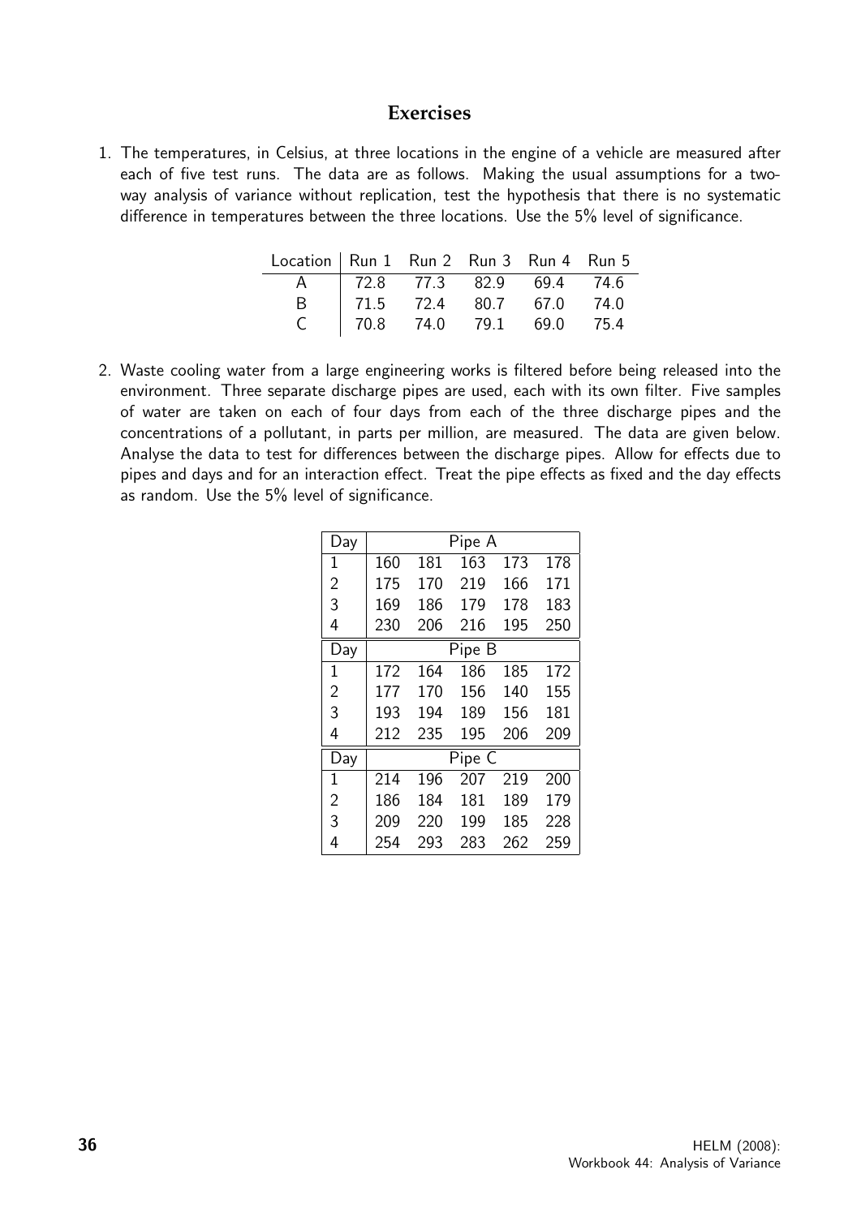## Exercises

1. The temperatures, in Celsius, at three locations in the engine of a vehicle are measured after each of five test runs. The data are as follows. Making the usual assumptions for a two-way analysis of variance without replication, test the hypothesis that there is no systematic difference in temperatures between the three locations. Use the 5% level of significance.

| Location | Run 1 | Run 2 | Run 3 | Run 4 | Run 5 |
|---|---|---|---|---|---|
| A | 72.8 | 77.3 | 82.9 | 69.4 | 74.6 |
| B | 71.5 | 72.4 | 80.7 | 67.0 | 74.0 |
| C | 70.8 | 74.0 | 79.1 | 69.0 | 75.4 |

2. Waste cooling water from a large engineering works is filtered before being released into the environment. Three separate discharge pipes are used, each with its own filter. Five samples of water are taken on each of four days from each of the three discharge pipes and the concentrations of a pollutant, in parts per million, are measured. The data are given below. Analyse the data to test for differences between the discharge pipes. Allow for effects due to pipes and days and for an interaction effect. Treat the pipe effects as fixed and the day effects as random. Use the 5% level of significance.

| Day | Pipe A | | | | |
|---|---|---|---|---|---|
| 1 | 160 | 181 | 163 | 173 | 178 |
| 2 | 175 | 170 | 219 | 166 | 171 |
| 3 | 169 | 186 | 179 | 178 | 183 |
| 4 | 230 | 206 | 216 | 195 | 250 |
| **Day** | **Pipe B** | | | | |
| 1 | 172 | 164 | 186 | 185 | 172 |
| 2 | 177 | 170 | 156 | 140 | 155 |
| 3 | 193 | 194 | 189 | 156 | 181 |
| 4 | 212 | 235 | 195 | 206 | 209 |
| **Day** | **Pipe C** | | | | |
| 1 | 214 | 196 | 207 | 219 | 200 |
| 2 | 186 | 184 | 181 | 189 | 179 |
| 3 | 209 | 220 | 199 | 185 | 228 |
| 4 | 254 | 293 | 283 | 262 | 259 |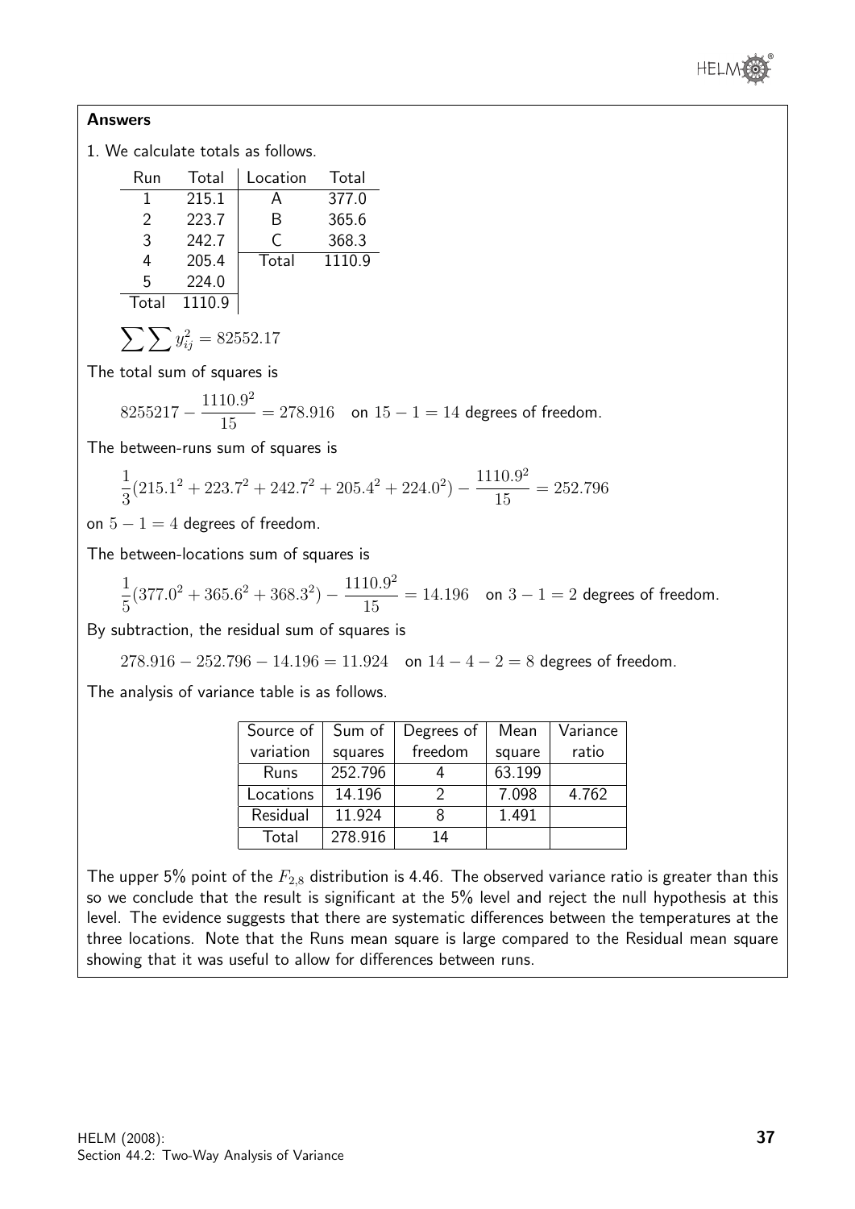**Answers**

1. We calculate totals as follows.

| Run | Total | Location | Total |
|---|---|---|---|
| 1 | 215.1 | A | 377.0 |
| 2 | 223.7 | B | 365.6 |
| 3 | 242.7 | C | 368.3 |
| 4 | 205.4 | Total | 1110.9 |
| 5 | 224.0 | | |
| Total | 1110.9 | | |

$$\sum\sum y_{ij}^2 = 82552.17$$

The total sum of squares is

$$8255217 - \frac{1110.9^2}{15} = 278.916 \quad \text{on } 15 - 1 = 14 \text{ degrees of freedom.}$$

The between-runs sum of squares is

$$\frac{1}{3}(215.1^2 + 223.7^2 + 242.7^2 + 205.4^2 + 224.0^2) - \frac{1110.9^2}{15} = 252.796$$

on $5 - 1 = 4$ degrees of freedom.

The between-locations sum of squares is

$$\frac{1}{5}(377.0^2 + 365.6^2 + 368.3^2) - \frac{1110.9^2}{15} = 14.196 \quad \text{on } 3 - 1 = 2 \text{ degrees of freedom.}$$

By subtraction, the residual sum of squares is

$$278.916 - 252.796 - 14.196 = 11.924 \quad \text{on } 14 - 4 - 2 = 8 \text{ degrees of freedom.}$$

The analysis of variance table is as follows.

| Source of variation | Sum of squares | Degrees of freedom | Mean square | Variance ratio |
|---|---|---|---|---|
| Runs | 252.796 | 4 | 63.199 | |
| Locations | 14.196 | 2 | 7.098 | 4.762 |
| Residual | 11.924 | 8 | 1.491 | |
| Total | 278.916 | 14 | | |

The upper 5% point of the $F_{2,8}$ distribution is 4.46. The observed variance ratio is greater than this so we conclude that the result is significant at the 5% level and reject the null hypothesis at this level. The evidence suggests that there are systematic differences between the temperatures at the three locations. Note that the Runs mean square is large compared to the Residual mean square showing that it was useful to allow for differences between runs.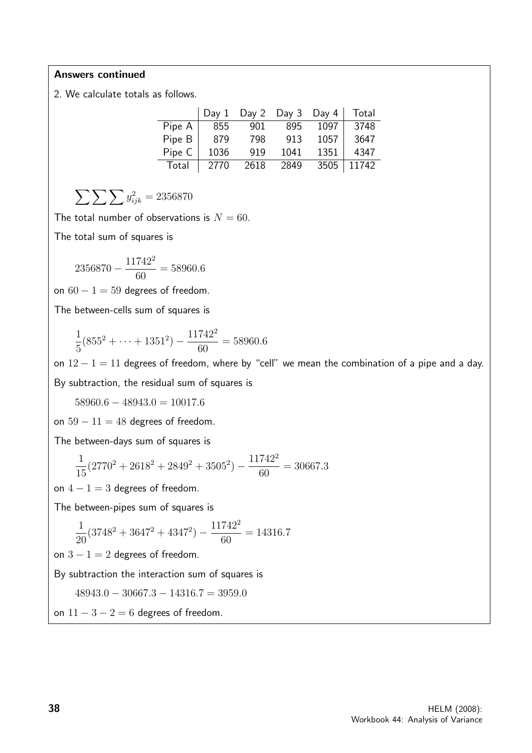**Answers continued**

2. We calculate totals as follows.

| | Day 1 | Day 2 | Day 3 | Day 4 | Total |
|---|---|---|---|---|---|
| Pipe A | 855 | 901 | 895 | 1097 | 3748 |
| Pipe B | 879 | 798 | 913 | 1057 | 3647 |
| Pipe C | 1036 | 919 | 1041 | 1351 | 4347 |
| Total | 2770 | 2618 | 2849 | 3505 | 11742 |

$$\sum\sum\sum y_{ijk}^2 = 2356870$$

The total number of observations is $N = 60$.

The total sum of squares is

$$2356870 - \frac{11742^2}{60} = 58960.6$$

on $60 - 1 = 59$ degrees of freedom.

The between-cells sum of squares is

$$\frac{1}{5}(855^2 + \cdots + 1351^2) - \frac{11742^2}{60} = 58960.6$$

on $12 - 1 = 11$ degrees of freedom, where by "cell" we mean the combination of a pipe and a day.

By subtraction, the residual sum of squares is

$$58960.6 - 48943.0 = 10017.6$$

on $59 - 11 = 48$ degrees of freedom.

The between-days sum of squares is

$$\frac{1}{15}(2770^2 + 2618^2 + 2849^2 + 3505^2) - \frac{11742^2}{60} = 30667.3$$

on $4 - 1 = 3$ degrees of freedom.

The between-pipes sum of squares is

$$\frac{1}{20}(3748^2 + 3647^2 + 4347^2) - \frac{11742^2}{60} = 14316.7$$

on $3 - 1 = 2$ degrees of freedom.

By subtraction the interaction sum of squares is

$$48943.0 - 30667.3 - 14316.7 = 3959.0$$

on $11 - 3 - 2 = 6$ degrees of freedom.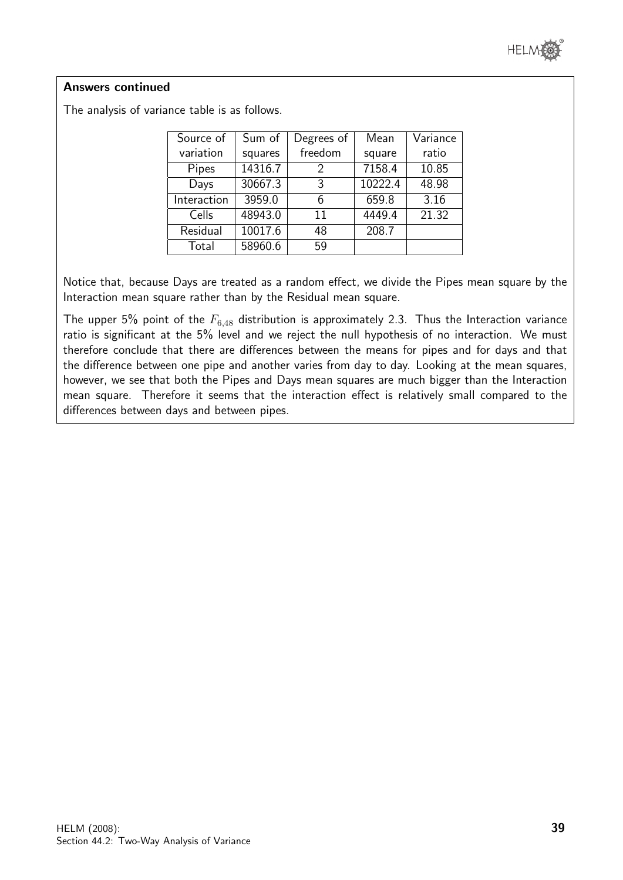**Answers continued**

The analysis of variance table is as follows.

| Source of variation | Sum of squares | Degrees of freedom | Mean square | Variance ratio |
|---|---|---|---|---|
| Pipes | 14316.7 | 2 | 7158.4 | 10.85 |
| Days | 30667.3 | 3 | 10222.4 | 48.98 |
| Interaction | 3959.0 | 6 | 659.8 | 3.16 |
| Cells | 48943.0 | 11 | 4449.4 | 21.32 |
| Residual | 10017.6 | 48 | 208.7 | |
| Total | 58960.6 | 59 | | |

Notice that, because Days are treated as a random effect, we divide the Pipes mean square by the Interaction mean square rather than by the Residual mean square.

The upper 5% point of the $F_{6,48}$ distribution is approximately 2.3. Thus the Interaction variance ratio is significant at the 5% level and we reject the null hypothesis of no interaction. We must therefore conclude that there are differences between the means for pipes and for days and that the difference between one pipe and another varies from day to day. Looking at the mean squares, however, we see that both the Pipes and Days mean squares are much bigger than the Interaction mean square. Therefore it seems that the interaction effect is relatively small compared to the differences between days and between pipes.